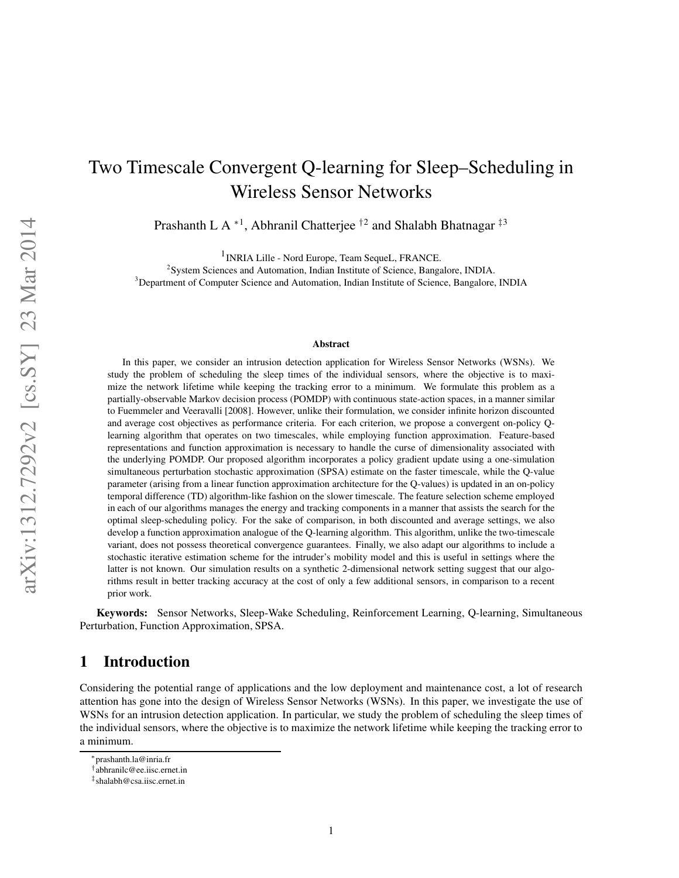# Two Timescale Convergent Q-learning for Sleep–Scheduling in Wireless Sensor Networks

Prashanth L A *[1], Abhranil Chatterjee †[2] and Shalabh Bhatnagar ‡[3]

[1]INRIA Lille - Nord Europe, Team SequeL, FRANCE.
[2]System Sciences and Automation, Indian Institute of Science, Bangalore, INDIA.
[3]Department of Computer Science and Automation, Indian Institute of Science, Bangalore, INDIA

### Abstract

In this paper, we consider an intrusion detection application for Wireless Sensor Networks (WSNs). We study the problem of scheduling the sleep times of the individual sensors, where the objective is to maximize the network lifetime while keeping the tracking error to a minimum. We formulate this problem as a partially-observable Markov decision process (POMDP) with continuous state-action spaces, in a manner similar to Fuemmeler and Veeravalli [2008]. However, unlike their formulation, we consider infinite horizon discounted and average cost objectives as performance criteria. For each criterion, we propose a convergent on-policy Q-learning algorithm that operates on two timescales, while employing function approximation. Feature-based representations and function approximation is necessary to handle the curse of dimensionality associated with the underlying POMDP. Our proposed algorithm incorporates a policy gradient update using a one-simulation simultaneous perturbation stochastic approximation (SPSA) estimate on the faster timescale, while the Q-value parameter (arising from a linear function approximation architecture for the Q-values) is updated in an on-policy temporal difference (TD) algorithm-like fashion on the slower timescale. The feature selection scheme employed in each of our algorithms manages the energy and tracking components in a manner that assists the search for the optimal sleep-scheduling policy. For the sake of comparison, in both discounted and average settings, we also develop a function approximation analogue of the Q-learning algorithm. This algorithm, unlike the two-timescale variant, does not possess theoretical convergence guarantees. Finally, we also adapt our algorithms to include a stochastic iterative estimation scheme for the intruder's mobility model and this is useful in settings where the latter is not known. Our simulation results on a synthetic 2-dimensional network setting suggest that our algorithms result in better tracking accuracy at the cost of only a few additional sensors, in comparison to a recent prior work.

**Keywords:** Sensor Networks, Sleep-Wake Scheduling, Reinforcement Learning, Q-learning, Simultaneous Perturbation, Function Approximation, SPSA.

## 1 Introduction

Considering the potential range of applications and the low deployment and maintenance cost, a lot of research attention has gone into the design of Wireless Sensor Networks (WSNs). In this paper, we investigate the use of WSNs for an intrusion detection application. In particular, we study the problem of scheduling the sleep times of the individual sensors, where the objective is to maximize the network lifetime while keeping the tracking error to a minimum.

*prashanth.la@inria.fr
†abhranilc@ee.iisc.ernet.in
‡shalabh@csa.iisc.ernet.in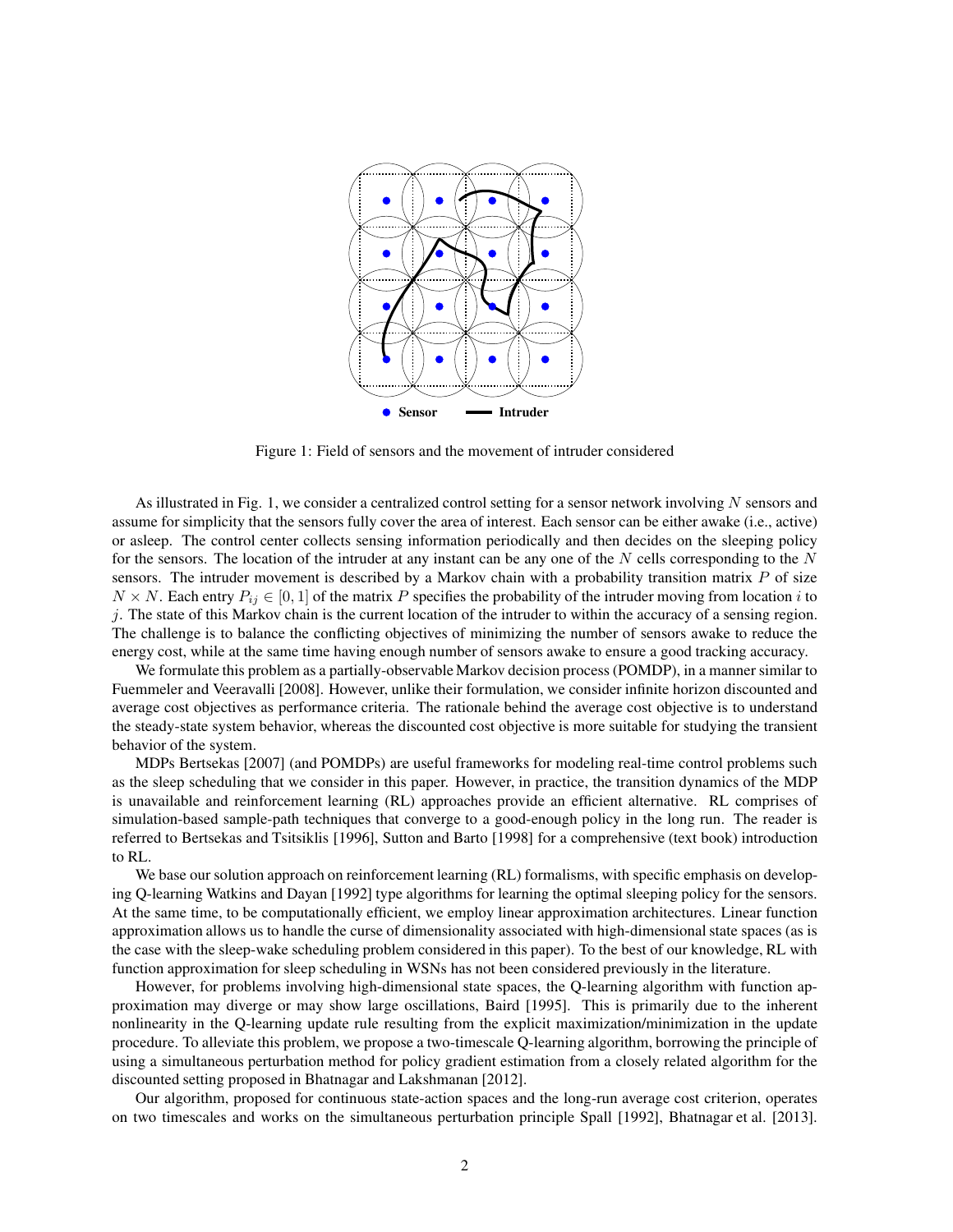Figure 1: Field of sensors and the movement of intruder considered

As illustrated in Fig. 1, we consider a centralized control setting for a sensor network involving $N$ sensors and assume for simplicity that the sensors fully cover the area of interest. Each sensor can be either awake (i.e., active) or asleep. The control center collects sensing information periodically and then decides on the sleeping policy for the sensors. The location of the intruder at any instant can be any one of the $N$ cells corresponding to the $N$ sensors. The intruder movement is described by a Markov chain with a probability transition matrix $P$ of size $N \times N$. Each entry $P_{ij} \in [0, 1]$ of the matrix $P$ specifies the probability of the intruder moving from location $i$ to $j$. The state of this Markov chain is the current location of the intruder to within the accuracy of a sensing region. The challenge is to balance the conflicting objectives of minimizing the number of sensors awake to reduce the energy cost, while at the same time having enough number of sensors awake to ensure a good tracking accuracy.

We formulate this problem as a partially-observable Markov decision process (POMDP), in a manner similar to Fuemmeler and Veeravalli [2008]. However, unlike their formulation, we consider infinite horizon discounted and average cost objectives as performance criteria. The rationale behind the average cost objective is to understand the steady-state system behavior, whereas the discounted cost objective is more suitable for studying the transient behavior of the system.

MDPs Bertsekas [2007] (and POMDPs) are useful frameworks for modeling real-time control problems such as the sleep scheduling that we consider in this paper. However, in practice, the transition dynamics of the MDP is unavailable and reinforcement learning (RL) approaches provide an efficient alternative. RL comprises of simulation-based sample-path techniques that converge to a good-enough policy in the long run. The reader is referred to Bertsekas and Tsitsiklis [1996], Sutton and Barto [1998] for a comprehensive (text book) introduction to RL.

We base our solution approach on reinforcement learning (RL) formalisms, with specific emphasis on developing Q-learning Watkins and Dayan [1992] type algorithms for learning the optimal sleeping policy for the sensors. At the same time, to be computationally efficient, we employ linear approximation architectures. Linear function approximation allows us to handle the curse of dimensionality associated with high-dimensional state spaces (as is the case with the sleep-wake scheduling problem considered in this paper). To the best of our knowledge, RL with function approximation for sleep scheduling in WSNs has not been considered previously in the literature.

However, for problems involving high-dimensional state spaces, the Q-learning algorithm with function approximation may diverge or may show large oscillations, Baird [1995]. This is primarily due to the inherent nonlinearity in the Q-learning update rule resulting from the explicit maximization/minimization in the update procedure. To alleviate this problem, we propose a two-timescale Q-learning algorithm, borrowing the principle of using a simultaneous perturbation method for policy gradient estimation from a closely related algorithm for the discounted setting proposed in Bhatnagar and Lakshmanan [2012].

Our algorithm, proposed for continuous state-action spaces and the long-run average cost criterion, operates on two timescales and works on the simultaneous perturbation principle Spall [1992], Bhatnagar et al. [2013].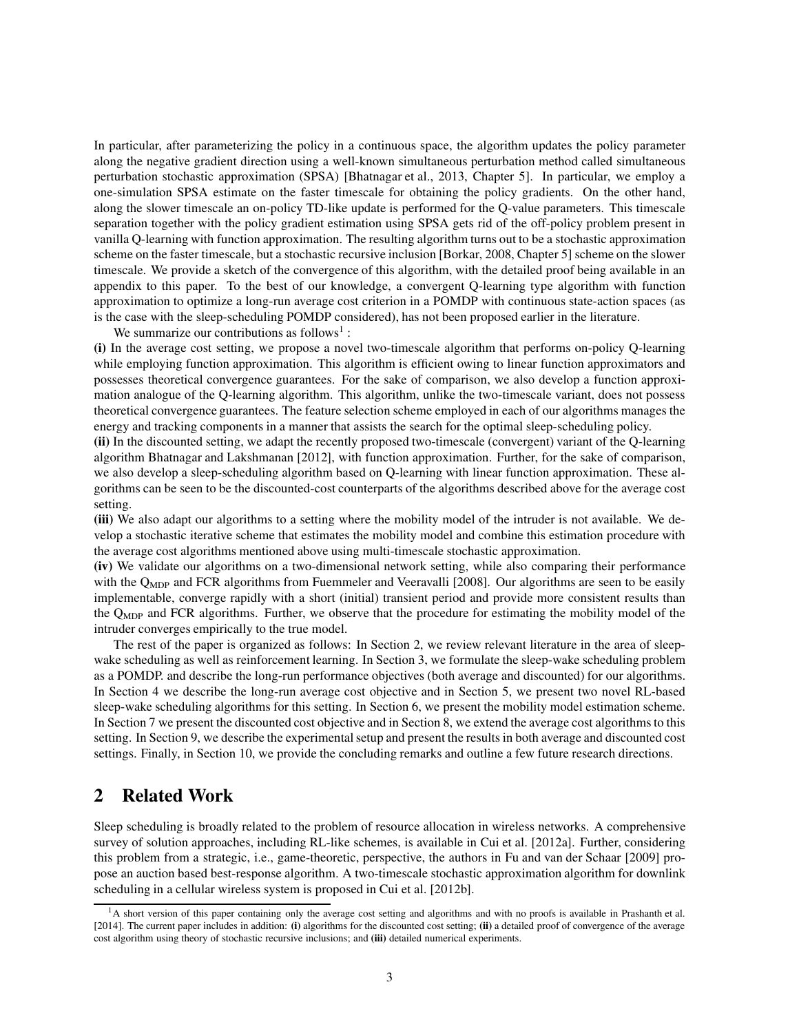In particular, after parameterizing the policy in a continuous space, the algorithm updates the policy parameter along the negative gradient direction using a well-known simultaneous perturbation method called simultaneous perturbation stochastic approximation (SPSA) [Bhatnagar et al., 2013, Chapter 5]. In particular, we employ a one-simulation SPSA estimate on the faster timescale for obtaining the policy gradients. On the other hand, along the slower timescale an on-policy TD-like update is performed for the Q-value parameters. This timescale separation together with the policy gradient estimation using SPSA gets rid of the off-policy problem present in vanilla Q-learning with function approximation. The resulting algorithm turns out to be a stochastic approximation scheme on the faster timescale, but a stochastic recursive inclusion [Borkar, 2008, Chapter 5] scheme on the slower timescale. We provide a sketch of the convergence of this algorithm, with the detailed proof being available in an appendix to this paper. To the best of our knowledge, a convergent Q-learning type algorithm with function approximation to optimize a long-run average cost criterion in a POMDP with continuous state-action spaces (as is the case with the sleep-scheduling POMDP considered), has not been proposed earlier in the literature.

We summarize our contributions as follows[1] :

**(i)** In the average cost setting, we propose a novel two-timescale algorithm that performs on-policy Q-learning while employing function approximation. This algorithm is efficient owing to linear function approximators and possesses theoretical convergence guarantees. For the sake of comparison, we also develop a function approximation analogue of the Q-learning algorithm. This algorithm, unlike the two-timescale variant, does not possess theoretical convergence guarantees. The feature selection scheme employed in each of our algorithms manages the energy and tracking components in a manner that assists the search for the optimal sleep-scheduling policy.

**(ii)** In the discounted setting, we adapt the recently proposed two-timescale (convergent) variant of the Q-learning algorithm Bhatnagar and Lakshmanan [2012], with function approximation. Further, for the sake of comparison, we also develop a sleep-scheduling algorithm based on Q-learning with linear function approximation. These algorithms can be seen to be the discounted-cost counterparts of the algorithms described above for the average cost setting.

**(iii)** We also adapt our algorithms to a setting where the mobility model of the intruder is not available. We develop a stochastic iterative scheme that estimates the mobility model and combine this estimation procedure with the average cost algorithms mentioned above using multi-timescale stochastic approximation.

**(iv)** We validate our algorithms on a two-dimensional network setting, while also comparing their performance with the $Q_{MDP}$ and FCR algorithms from Fuemmeler and Veeravalli [2008]. Our algorithms are seen to be easily implementable, converge rapidly with a short (initial) transient period and provide more consistent results than the $Q_{MDP}$ and FCR algorithms. Further, we observe that the procedure for estimating the mobility model of the intruder converges empirically to the true model.

The rest of the paper is organized as follows: In Section 2, we review relevant literature in the area of sleep-wake scheduling as well as reinforcement learning. In Section 3, we formulate the sleep-wake scheduling problem as a POMDP. and describe the long-run performance objectives (both average and discounted) for our algorithms. In Section 4 we describe the long-run average cost objective and in Section 5, we present two novel RL-based sleep-wake scheduling algorithms for this setting. In Section 6, we present the mobility model estimation scheme. In Section 7 we present the discounted cost objective and in Section 8, we extend the average cost algorithms to this setting. In Section 9, we describe the experimental setup and present the results in both average and discounted cost settings. Finally, in Section 10, we provide the concluding remarks and outline a few future research directions.

## 2 Related Work

Sleep scheduling is broadly related to the problem of resource allocation in wireless networks. A comprehensive survey of solution approaches, including RL-like schemes, is available in Cui et al. [2012a]. Further, considering this problem from a strategic, i.e., game-theoretic, perspective, the authors in Fu and van der Schaar [2009] propose an auction based best-response algorithm. A two-timescale stochastic approximation algorithm for downlink scheduling in a cellular wireless system is proposed in Cui et al. [2012b].

[1] A short version of this paper containing only the average cost setting and algorithms and with no proofs is available in Prashanth et al. [2014]. The current paper includes in addition: **(i)** algorithms for the discounted cost setting; **(ii)** a detailed proof of convergence of the average cost algorithm using theory of stochastic recursive inclusions; and **(iii)** detailed numerical experiments.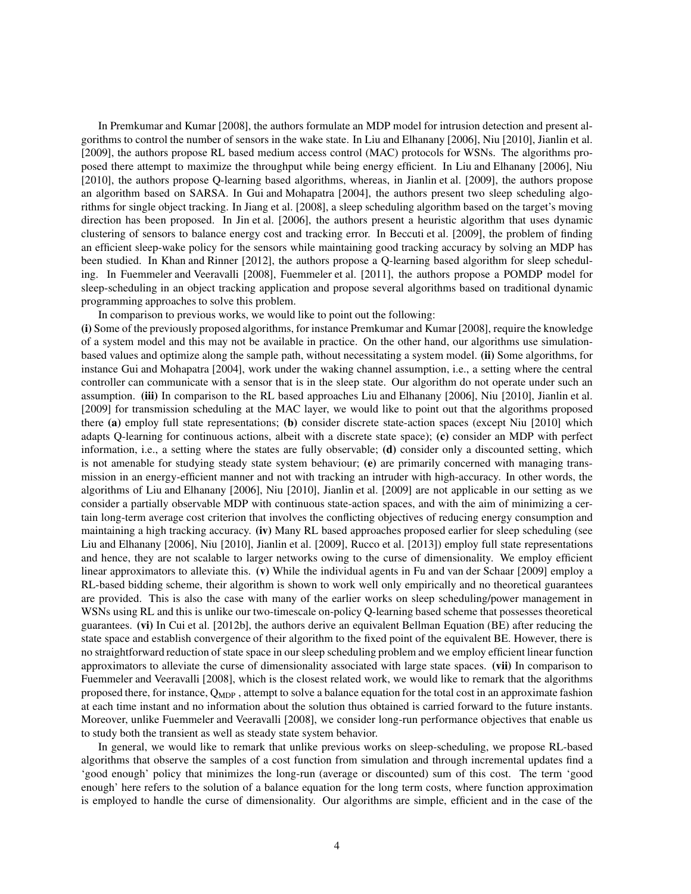In Premkumar and Kumar [2008], the authors formulate an MDP model for intrusion detection and present algorithms to control the number of sensors in the wake state. In Liu and Elhanany [2006], Niu [2010], Jianlin et al. [2009], the authors propose RL based medium access control (MAC) protocols for WSNs. The algorithms proposed there attempt to maximize the throughput while being energy efficient. In Liu and Elhanany [2006], Niu [2010], the authors propose Q-learning based algorithms, whereas, in Jianlin et al. [2009], the authors propose an algorithm based on SARSA. In Gui and Mohapatra [2004], the authors present two sleep scheduling algorithms for single object tracking. In Jiang et al. [2008], a sleep scheduling algorithm based on the target's moving direction has been proposed. In Jin et al. [2006], the authors present a heuristic algorithm that uses dynamic clustering of sensors to balance energy cost and tracking error. In Beccuti et al. [2009], the problem of finding an efficient sleep-wake policy for the sensors while maintaining good tracking accuracy by solving an MDP has been studied. In Khan and Rinner [2012], the authors propose a Q-learning based algorithm for sleep scheduling. In Fuemmeler and Veeravalli [2008], Fuemmeler et al. [2011], the authors propose a POMDP model for sleep-scheduling in an object tracking application and propose several algorithms based on traditional dynamic programming approaches to solve this problem.

In comparison to previous works, we would like to point out the following:
**(i)** Some of the previously proposed algorithms, for instance Premkumar and Kumar [2008], require the knowledge of a system model and this may not be available in practice. On the other hand, our algorithms use simulation-based values and optimize along the sample path, without necessitating a system model. **(ii)** Some algorithms, for instance Gui and Mohapatra [2004], work under the waking channel assumption, i.e., a setting where the central controller can communicate with a sensor that is in the sleep state. Our algorithm do not operate under such an assumption. **(iii)** In comparison to the RL based approaches Liu and Elhanany [2006], Niu [2010], Jianlin et al. [2009] for transmission scheduling at the MAC layer, we would like to point out that the algorithms proposed there **(a)** employ full state representations; **(b)** consider discrete state-action spaces (except Niu [2010] which adapts Q-learning for continuous actions, albeit with a discrete state space); **(c)** consider an MDP with perfect information, i.e., a setting where the states are fully observable; **(d)** consider only a discounted setting, which is not amenable for studying steady state system behaviour; **(e)** are primarily concerned with managing transmission in an energy-efficient manner and not with tracking an intruder with high-accuracy. In other words, the algorithms of Liu and Elhanany [2006], Niu [2010], Jianlin et al. [2009] are not applicable in our setting as we consider a partially observable MDP with continuous state-action spaces, and with the aim of minimizing a certain long-term average cost criterion that involves the conflicting objectives of reducing energy consumption and maintaining a high tracking accuracy. **(iv)** Many RL based approaches proposed earlier for sleep scheduling (see Liu and Elhanany [2006], Niu [2010], Jianlin et al. [2009], Rucco et al. [2013]) employ full state representations and hence, they are not scalable to larger networks owing to the curse of dimensionality. We employ efficient linear approximators to alleviate this. **(v)** While the individual agents in Fu and van der Schaar [2009] employ a RL-based bidding scheme, their algorithm is shown to work well only empirically and no theoretical guarantees are provided. This is also the case with many of the earlier works on sleep scheduling/power management in WSNs using RL and this is unlike our two-timescale on-policy Q-learning based scheme that possesses theoretical guarantees. **(vi)** In Cui et al. [2012b], the authors derive an equivalent Bellman Equation (BE) after reducing the state space and establish convergence of their algorithm to the fixed point of the equivalent BE. However, there is no straightforward reduction of state space in our sleep scheduling problem and we employ efficient linear function approximators to alleviate the curse of dimensionality associated with large state spaces. **(vii)** In comparison to Fuemmeler and Veeravalli [2008], which is the closest related work, we would like to remark that the algorithms proposed there, for instance, $Q_{\text{MDP}}$ , attempt to solve a balance equation for the total cost in an approximate fashion at each time instant and no information about the solution thus obtained is carried forward to the future instants. Moreover, unlike Fuemmeler and Veeravalli [2008], we consider long-run performance objectives that enable us to study both the transient as well as steady state system behavior.

In general, we would like to remark that unlike previous works on sleep-scheduling, we propose RL-based algorithms that observe the samples of a cost function from simulation and through incremental updates find a 'good enough' policy that minimizes the long-run (average or discounted) sum of this cost. The term 'good enough' here refers to the solution of a balance equation for the long term costs, where function approximation is employed to handle the curse of dimensionality. Our algorithms are simple, efficient and in the case of the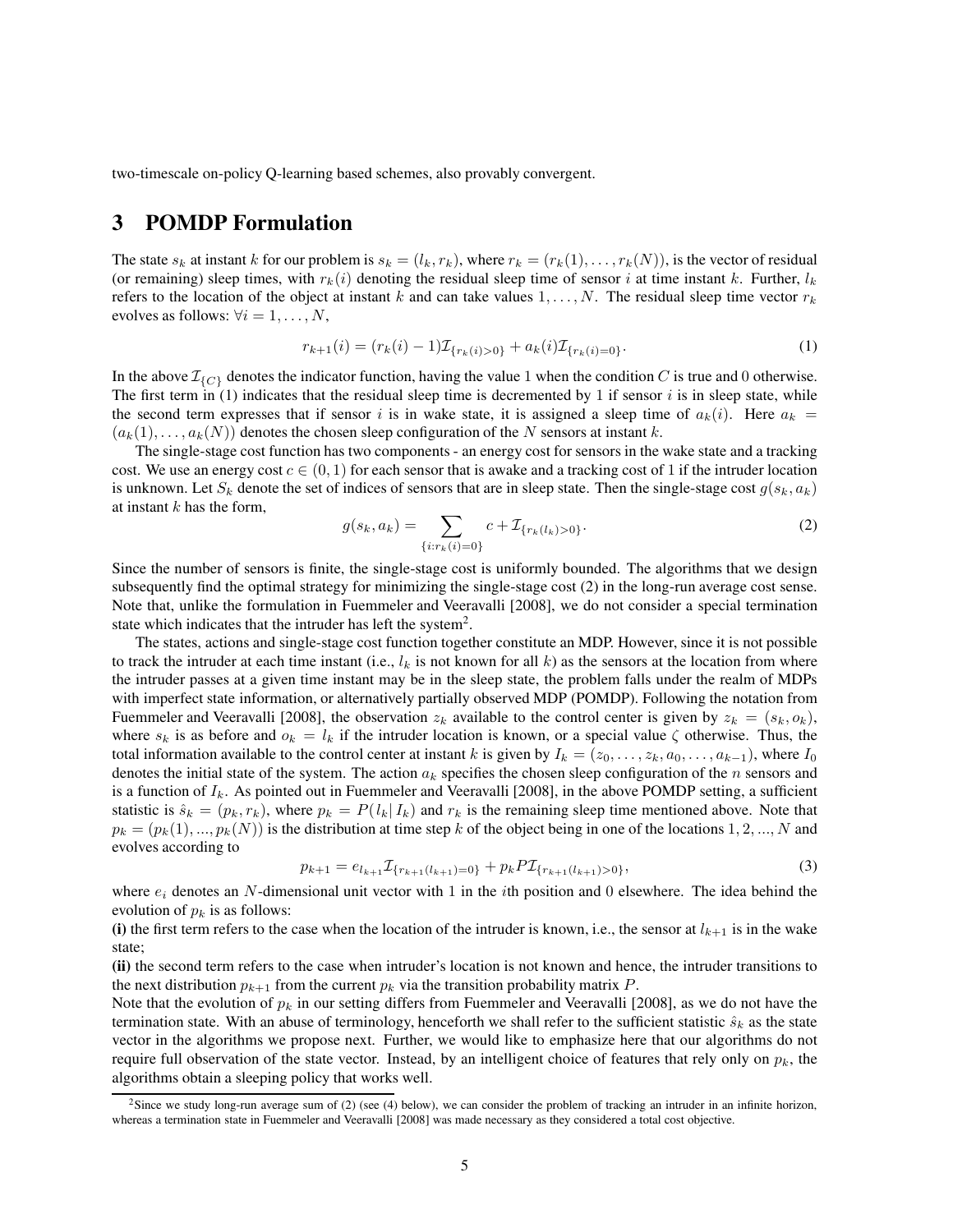two-timescale on-policy Q-learning based schemes, also provably convergent.

# 3 POMDP Formulation

The state $s_k$ at instant $k$ for our problem is $s_k = (l_k, r_k)$, where $r_k = (r_k(1), \ldots, r_k(N))$, is the vector of residual (or remaining) sleep times, with $r_k(i)$ denoting the residual sleep time of sensor $i$ at time instant $k$. Further, $l_k$ refers to the location of the object at instant $k$ and can take values $1, \ldots, N$. The residual sleep time vector $r_k$ evolves as follows: $\forall i = 1, \ldots, N$,

$$r_{k+1}(i) = (r_k(i) - 1)\mathcal{I}_{\{r_k(i)>0\}} + a_k(i)\mathcal{I}_{\{r_k(i)=0\}}. \tag{1}$$

In the above $\mathcal{I}_{\{C\}}$ denotes the indicator function, having the value 1 when the condition $C$ is true and 0 otherwise. The first term in (1) indicates that the residual sleep time is decremented by 1 if sensor $i$ is in sleep state, while the second term expresses that if sensor $i$ is in wake state, it is assigned a sleep time of $a_k(i)$. Here $a_k = (a_k(1), \ldots, a_k(N))$ denotes the chosen sleep configuration of the $N$ sensors at instant $k$.

The single-stage cost function has two components - an energy cost for sensors in the wake state and a tracking cost. We use an energy cost $c \in (0, 1)$ for each sensor that is awake and a tracking cost of 1 if the intruder location is unknown. Let $S_k$ denote the set of indices of sensors that are in sleep state. Then the single-stage cost $g(s_k, a_k)$ at instant $k$ has the form,

$$g(s_k, a_k) = \sum_{\{i: r_k(i)=0\}} c + \mathcal{I}_{\{r_k(l_k)>0\}}. \tag{2}$$

Since the number of sensors is finite, the single-stage cost is uniformly bounded. The algorithms that we design subsequently find the optimal strategy for minimizing the single-stage cost (2) in the long-run average cost sense. Note that, unlike the formulation in Fuemmeler and Veeravalli [2008], we do not consider a special termination state which indicates that the intruder has left the system[2].

The states, actions and single-stage cost function together constitute an MDP. However, since it is not possible to track the intruder at each time instant (i.e., $l_k$ is not known for all $k$) as the sensors at the location from where the intruder passes at a given time instant may be in the sleep state, the problem falls under the realm of MDPs with imperfect state information, or alternatively partially observed MDP (POMDP). Following the notation from Fuemmeler and Veeravalli [2008], the observation $z_k$ available to the control center is given by $z_k = (s_k, o_k)$, where $s_k$ is as before and $o_k = l_k$ if the intruder location is known, or a special value $\zeta$ otherwise. Thus, the total information available to the control center at instant $k$ is given by $I_k = (z_0, \ldots, z_k, a_0, \ldots, a_{k-1})$, where $I_0$ denotes the initial state of the system. The action $a_k$ specifies the chosen sleep configuration of the $n$ sensors and is a function of $I_k$. As pointed out in Fuemmeler and Veeravalli [2008], in the above POMDP setting, a sufficient statistic is $\hat{s}_k = (p_k, r_k)$, where $p_k = P(l_k | I_k)$ and $r_k$ is the remaining sleep time mentioned above. Note that $p_k = (p_k(1), ..., p_k(N))$ is the distribution at time step $k$ of the object being in one of the locations $1, 2, ..., N$ and evolves according to

$$p_{k+1} = e_{l_{k+1}}\mathcal{I}_{\{r_{k+1}(l_{k+1})=0\}} + p_k P \mathcal{I}_{\{r_{k+1}(l_{k+1})>0\}}, \tag{3}$$

where $e_i$ denotes an $N$-dimensional unit vector with 1 in the $i$th position and 0 elsewhere. The idea behind the evolution of $p_k$ is as follows:

**(i)** the first term refers to the case when the location of the intruder is known, i.e., the sensor at $l_{k+1}$ is in the wake state;

**(ii)** the second term refers to the case when intruder's location is not known and hence, the intruder transitions to the next distribution $p_{k+1}$ from the current $p_k$ via the transition probability matrix $P$.

Note that the evolution of $p_k$ in our setting differs from Fuemmeler and Veeravalli [2008], as we do not have the termination state. With an abuse of terminology, henceforth we shall refer to the sufficient statistic $\hat{s}_k$ as the state vector in the algorithms we propose next. Further, we would like to emphasize here that our algorithms do not require full observation of the state vector. Instead, by an intelligent choice of features that rely only on $p_k$, the algorithms obtain a sleeping policy that works well.

[2] Since we study long-run average sum of (2) (see (4) below), we can consider the problem of tracking an intruder in an infinite horizon, whereas a termination state in Fuemmeler and Veeravalli [2008] was made necessary as they considered a total cost objective.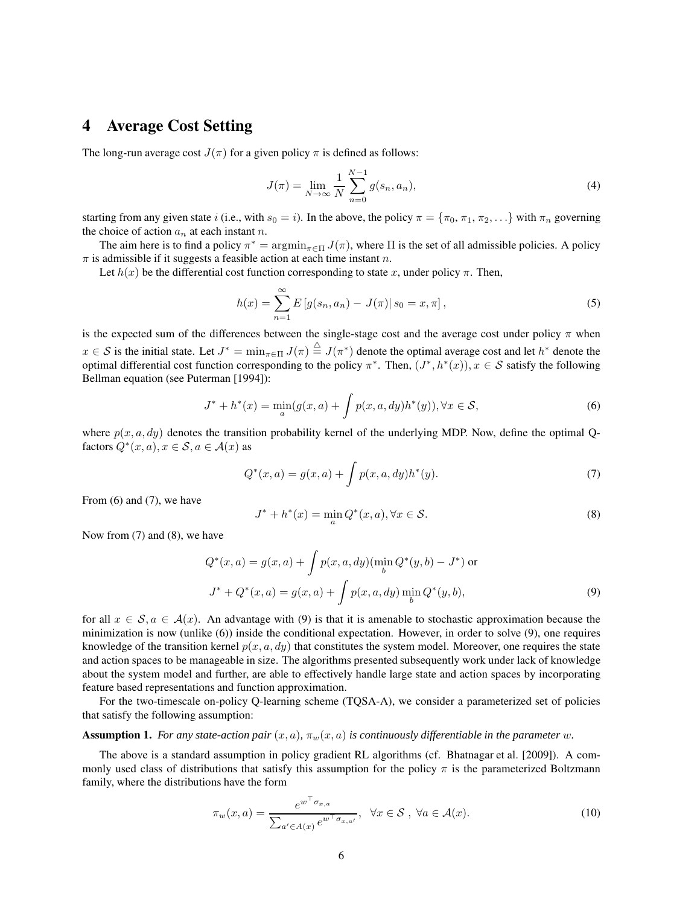## 4 Average Cost Setting

The long-run average cost $J(\pi)$ for a given policy $\pi$ is defined as follows:

$$J(\pi) = \lim_{N\to\infty} \frac{1}{N} \sum_{n=0}^{N-1} g(s_n, a_n), \tag{4}$$

starting from any given state $i$ (i.e., with $s_0 = i$). In the above, the policy $\pi = \{\pi_0, \pi_1, \pi_2, \ldots\}$ with $\pi_n$ governing the choice of action $a_n$ at each instant $n$.

The aim here is to find a policy $\pi^* = \operatorname{argmin}_{\pi\in\Pi} J(\pi)$, where $\Pi$ is the set of all admissible policies. A policy $\pi$ is admissible if it suggests a feasible action at each time instant $n$.

Let $h(x)$ be the differential cost function corresponding to state $x$, under policy $\pi$. Then,

$$h(x) = \sum_{n=1}^{\infty} E\left[g(s_n, a_n) - J(\pi) | \, s_0 = x, \pi\right], \tag{5}$$

is the expected sum of the differences between the single-stage cost and the average cost under policy $\pi$ when $x \in \mathcal{S}$ is the initial state. Let $J^* = \min_{\pi\in\Pi} J(\pi) \overset{\triangle}{=} J(\pi^*)$ denote the optimal average cost and let $h^*$ denote the optimal differential cost function corresponding to the policy $\pi^*$. Then, $(J^*, h^*(x)), x \in \mathcal{S}$ satisfy the following Bellman equation (see Puterman [1994]):

$$J^* + h^*(x) = \min_{a}(g(x,a) + \int p(x,a,dy)h^*(y)), \forall x \in \mathcal{S}, \tag{6}$$

where $p(x, a, dy)$ denotes the transition probability kernel of the underlying MDP. Now, define the optimal Q-factors $Q^*(x, a), x \in \mathcal{S}, a \in \mathcal{A}(x)$ as

$$Q^*(x,a) = g(x,a) + \int p(x,a,dy)h^*(y). \tag{7}$$

From (6) and (7), we have

$$J^* + h^*(x) = \min_{a} Q^*(x,a), \forall x \in \mathcal{S}. \tag{8}$$

Now from (7) and (8), we have

$$Q^*(x,a) = g(x,a) + \int p(x,a,dy)(\min_{b} Q^*(y,b) - J^*) \text{ or}$$

$$J^* + Q^*(x,a) = g(x,a) + \int p(x,a,dy) \min_{b} Q^*(y,b), \tag{9}$$

for all $x \in \mathcal{S}, a \in \mathcal{A}(x)$. An advantage with (9) is that it is amenable to stochastic approximation because the minimization is now (unlike (6)) inside the conditional expectation. However, in order to solve (9), one requires knowledge of the transition kernel $p(x, a, dy)$ that constitutes the system model. Moreover, one requires the state and action spaces to be manageable in size. The algorithms presented subsequently work under lack of knowledge about the system model and further, are able to effectively handle large state and action spaces by incorporating feature based representations and function approximation.

For the two-timescale on-policy Q-learning scheme (TQSA-A), we consider a parameterized set of policies that satisfy the following assumption:

**Assumption 1.** *For any state-action pair $(x, a)$, $\pi_w(x, a)$ is continuously differentiable in the parameter $w$.*

The above is a standard assumption in policy gradient RL algorithms (cf. Bhatnagar et al. [2009]). A commonly used class of distributions that satisfy this assumption for the policy $\pi$ is the parameterized Boltzmann family, where the distributions have the form

$$\pi_w(x,a) = \frac{e^{w^\top \sigma_{x,a}}}{\sum_{a'\in A(x)} e^{w^\top \sigma_{x,a'}}}, \;\; \forall x \in \mathcal{S} \;, \; \forall a \in \mathcal{A}(x). \tag{10}$$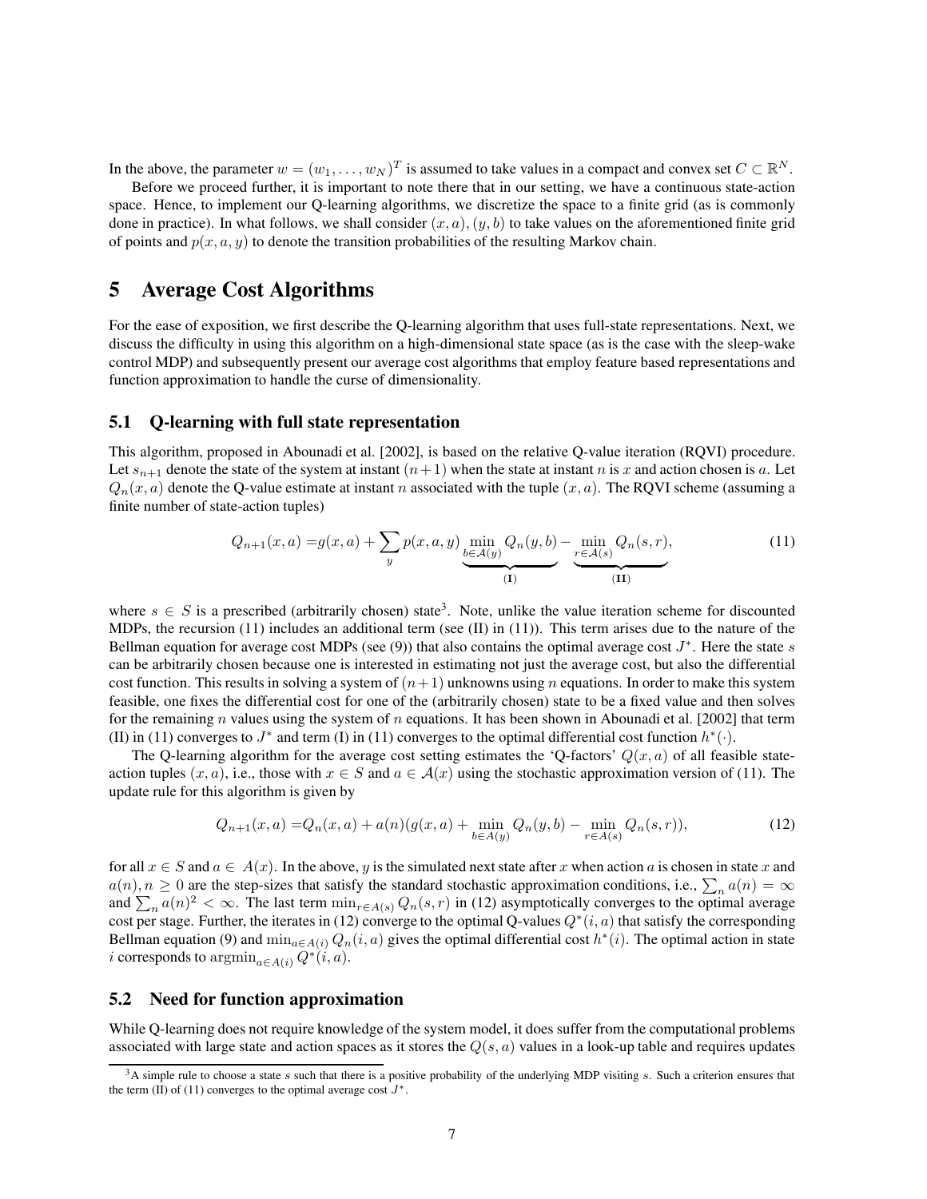In the above, the parameter $w = (w_1, \ldots, w_N)^T$ is assumed to take values in a compact and convex set $C \subset \mathbb{R}^N$.

Before we proceed further, it is important to note there that in our setting, we have a continuous state-action space. Hence, to implement our Q-learning algorithms, we discretize the space to a finite grid (as is commonly done in practice). In what follows, we shall consider $(x, a), (y, b)$ to take values on the aforementioned finite grid of points and $p(x, a, y)$ to denote the transition probabilities of the resulting Markov chain.

# 5 Average Cost Algorithms

For the ease of exposition, we first describe the Q-learning algorithm that uses full-state representations. Next, we discuss the difficulty in using this algorithm on a high-dimensional state space (as is the case with the sleep-wake control MDP) and subsequently present our average cost algorithms that employ feature based representations and function approximation to handle the curse of dimensionality.

## 5.1 Q-learning with full state representation

This algorithm, proposed in Abounadi et al. [2002], is based on the relative Q-value iteration (RQVI) procedure. Let $s_{n+1}$ denote the state of the system at instant $(n+1)$ when the state at instant $n$ is $x$ and action chosen is $a$. Let $Q_n(x, a)$ denote the Q-value estimate at instant $n$ associated with the tuple $(x, a)$. The RQVI scheme (assuming a finite number of state-action tuples)

$$Q_{n+1}(x, a) = g(x, a) + \sum_{y} p(x, a, y) \underbrace{\min_{b \in \mathcal{A}(y)} Q_n(y, b)}_{\textbf{(I)}} - \underbrace{\min_{r \in \mathcal{A}(s)} Q_n(s, r)}_{\textbf{(II)}}, \tag{11}$$

where $s \in S$ is a prescribed (arbitrarily chosen) state[3]. Note, unlike the value iteration scheme for discounted MDPs, the recursion (11) includes an additional term (see (II) in (11)). This term arises due to the nature of the Bellman equation for average cost MDPs (see (9)) that also contains the optimal average cost $J^*$. Here the state $s$ can be arbitrarily chosen because one is interested in estimating not just the average cost, but also the differential cost function. This results in solving a system of $(n+1)$ unknowns using $n$ equations. In order to make this system feasible, one fixes the differential cost for one of the (arbitrarily chosen) state to be a fixed value and then solves for the remaining $n$ values using the system of $n$ equations. It has been shown in Abounadi et al. [2002] that term (II) in (11) converges to $J^*$ and term (I) in (11) converges to the optimal differential cost function $h^*(\cdot)$.

The Q-learning algorithm for the average cost setting estimates the 'Q-factors' $Q(x, a)$ of all feasible state-action tuples $(x, a)$, i.e., those with $x \in S$ and $a \in \mathcal{A}(x)$ using the stochastic approximation version of (11). The update rule for this algorithm is given by

$$Q_{n+1}(x, a) = Q_n(x, a) + a(n)(g(x, a) + \min_{b \in A(y)} Q_n(y, b) - \min_{r \in A(s)} Q_n(s, r)), \tag{12}$$

for all $x \in S$ and $a \in A(x)$. In the above, $y$ is the simulated next state after $x$ when action $a$ is chosen in state $x$ and $a(n), n \geq 0$ are the step-sizes that satisfy the standard stochastic approximation conditions, i.e., $\sum_n a(n) = \infty$ and $\sum_n a(n)^2 < \infty$. The last term $\min_{r \in A(s)} Q_n(s, r)$ in (12) asymptotically converges to the optimal average cost per stage. Further, the iterates in (12) converge to the optimal Q-values $Q^*(i, a)$ that satisfy the corresponding Bellman equation (9) and $\min_{a \in A(i)} Q_n(i, a)$ gives the optimal differential cost $h^*(i)$. The optimal action in state $i$ corresponds to $\operatorname{argmin}_{a \in A(i)} Q^*(i, a)$.

## 5.2 Need for function approximation

While Q-learning does not require knowledge of the system model, it does suffer from the computational problems associated with large state and action spaces as it stores the $Q(s, a)$ values in a look-up table and requires updates

[3]A simple rule to choose a state $s$ such that there is a positive probability of the underlying MDP visiting $s$. Such a criterion ensures that the term (II) of (11) converges to the optimal average cost $J^*$.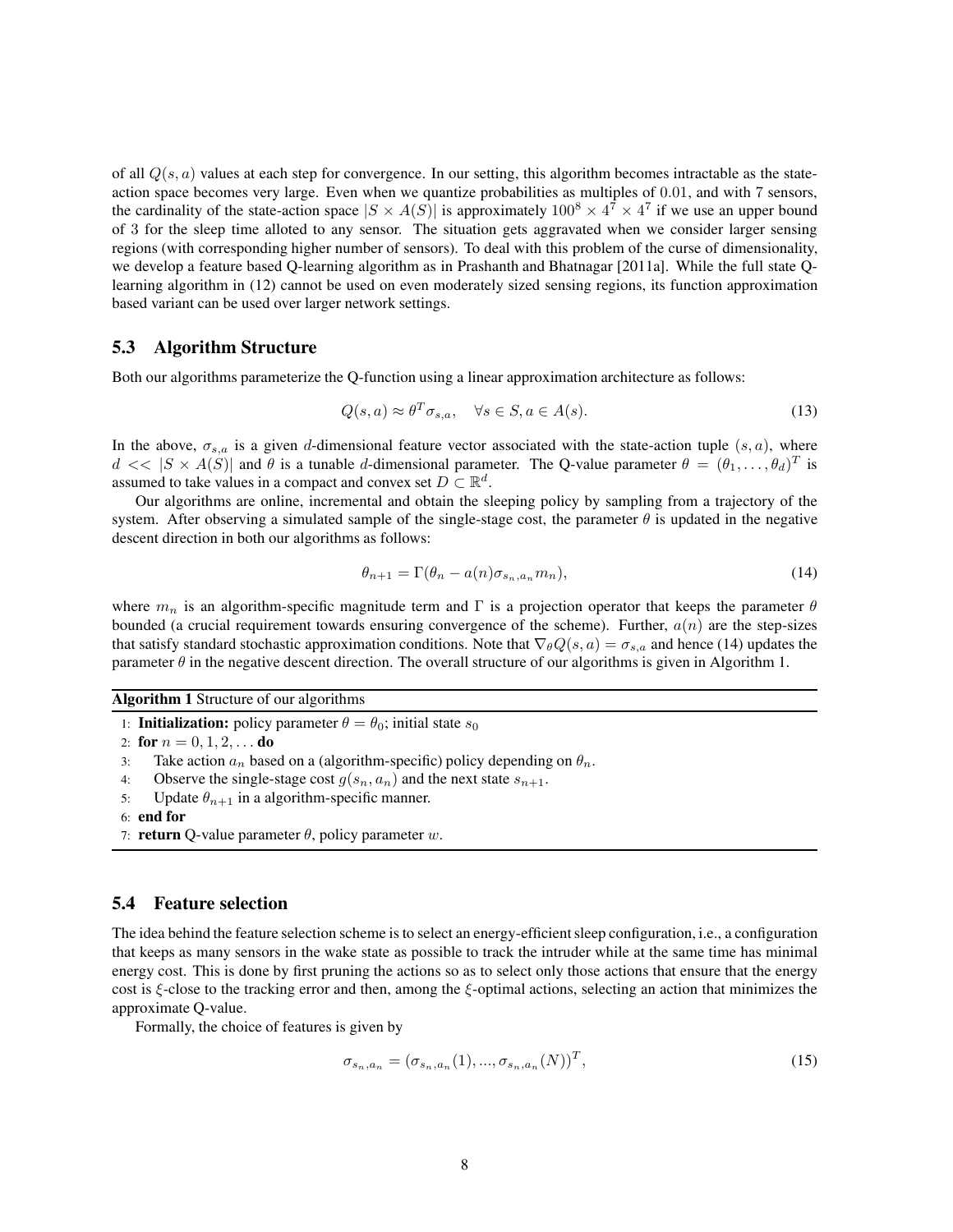of all $Q(s, a)$ values at each step for convergence. In our setting, this algorithm becomes intractable as the state-action space becomes very large. Even when we quantize probabilities as multiples of 0.01, and with 7 sensors, the cardinality of the state-action space $|S \times A(S)|$ is approximately $100^8 \times 4^7 \times 4^7$ if we use an upper bound of 3 for the sleep time alloted to any sensor. The situation gets aggravated when we consider larger sensing regions (with corresponding higher number of sensors). To deal with this problem of the curse of dimensionality, we develop a feature based Q-learning algorithm as in Prashanth and Bhatnagar [2011a]. While the full state Q-learning algorithm in (12) cannot be used on even moderately sized sensing regions, its function approximation based variant can be used over larger network settings.

### 5.3 Algorithm Structure

Both our algorithms parameterize the Q-function using a linear approximation architecture as follows:

$$Q(s, a) \approx \theta^T \sigma_{s,a}, \quad \forall s \in S, a \in A(s). \tag{13}$$

In the above, $\sigma_{s,a}$ is a given $d$-dimensional feature vector associated with the state-action tuple $(s, a)$, where $d << |S \times A(S)|$ and $\theta$ is a tunable $d$-dimensional parameter. The Q-value parameter $\theta = (\theta_1, \ldots, \theta_d)^T$ is assumed to take values in a compact and convex set $D \subset \mathbb{R}^d$.

Our algorithms are online, incremental and obtain the sleeping policy by sampling from a trajectory of the system. After observing a simulated sample of the single-stage cost, the parameter $\theta$ is updated in the negative descent direction in both our algorithms as follows:

$$\theta_{n+1} = \Gamma(\theta_n - a(n)\sigma_{s_n,a_n} m_n), \tag{14}$$

where $m_n$ is an algorithm-specific magnitude term and $\Gamma$ is a projection operator that keeps the parameter $\theta$ bounded (a crucial requirement towards ensuring convergence of the scheme). Further, $a(n)$ are the step-sizes that satisfy standard stochastic approximation conditions. Note that $\nabla_\theta Q(s, a) = \sigma_{s,a}$ and hence (14) updates the parameter $\theta$ in the negative descent direction. The overall structure of our algorithms is given in Algorithm 1.

---

**Algorithm 1** Structure of our algorithms

---

1: **Initialization:** policy parameter $\theta = \theta_0$; initial state $s_0$
2: **for** $n = 0, 1, 2, \ldots$ **do**
3: &nbsp;&nbsp;&nbsp;&nbsp;Take action $a_n$ based on a (algorithm-specific) policy depending on $\theta_n$.
4: &nbsp;&nbsp;&nbsp;&nbsp;Observe the single-stage cost $g(s_n, a_n)$ and the next state $s_{n+1}$.
5: &nbsp;&nbsp;&nbsp;&nbsp;Update $\theta_{n+1}$ in a algorithm-specific manner.
6: **end for**
7: **return** Q-value parameter $\theta$, policy parameter $w$.

---

### 5.4 Feature selection

The idea behind the feature selection scheme is to select an energy-efficient sleep configuration, i.e., a configuration that keeps as many sensors in the wake state as possible to track the intruder while at the same time has minimal energy cost. This is done by first pruning the actions so as to select only those actions that ensure that the energy cost is $\xi$-close to the tracking error and then, among the $\xi$-optimal actions, selecting an action that minimizes the approximate Q-value.

Formally, the choice of features is given by

$$\sigma_{s_n,a_n} = (\sigma_{s_n,a_n}(1), ..., \sigma_{s_n,a_n}(N))^T, \tag{15}$$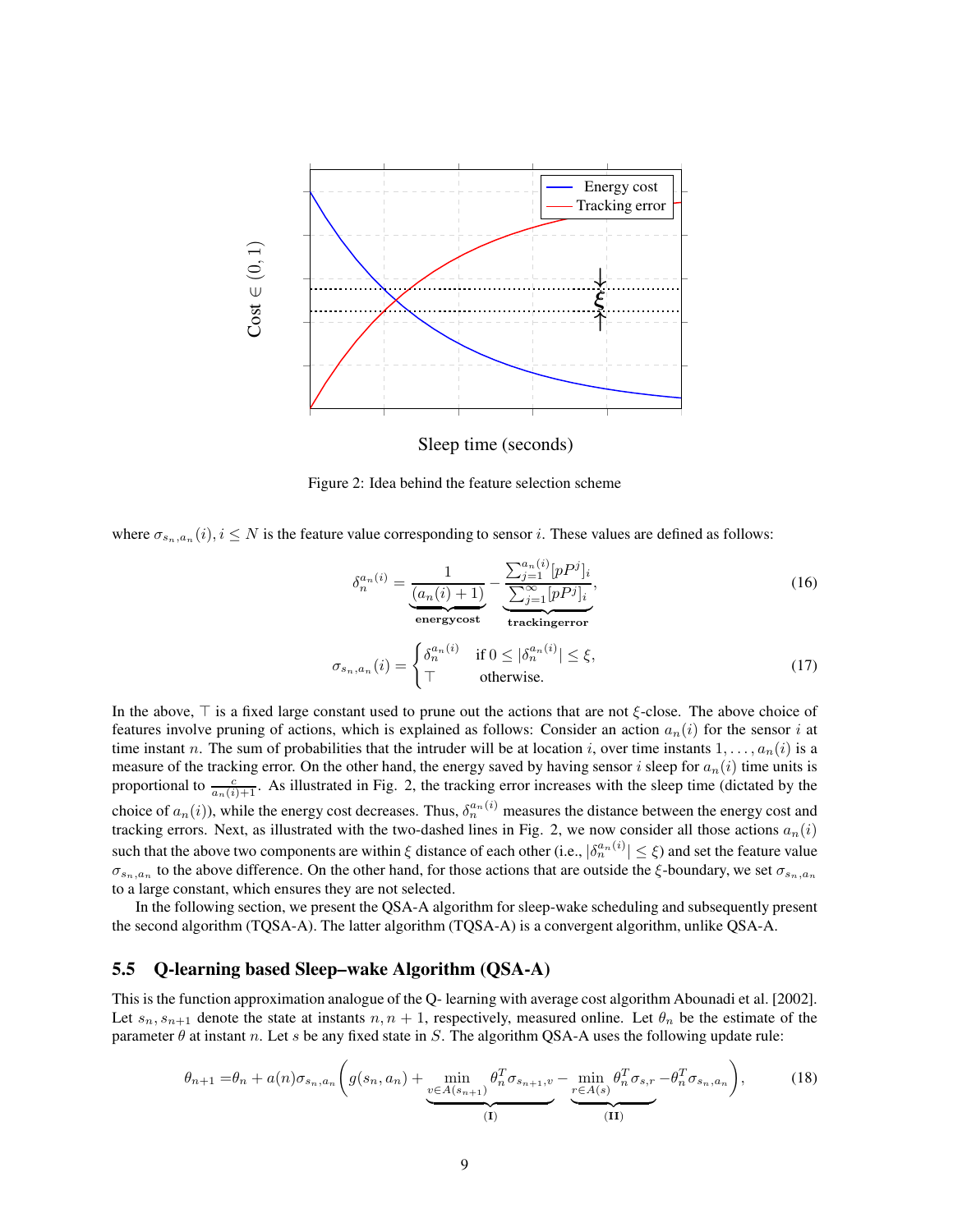Figure 2: Idea behind the feature selection scheme

where $\sigma_{s_n,a_n}(i), i \leq N$ is the feature value corresponding to sensor $i$. These values are defined as follows:

$$\delta_n^{a_n(i)} = \underbrace{\frac{1}{(a_n(i)+1)}}_{\textbf{energycost}} - \underbrace{\frac{\sum_{j=1}^{a_n(i)} [pP^j]_i}{\sum_{j=1}^{\infty} [pP^j]_i}}_{\textbf{trackingerror}}, \tag{16}$$

$$\sigma_{s_n,a_n}(i) = \begin{cases} \delta_n^{a_n(i)} & \text{if } 0 \leq |\delta_n^{a_n(i)}| \leq \xi, \\ \top & \text{otherwise.} \end{cases} \tag{17}$$

In the above, $\top$ is a fixed large constant used to prune out the actions that are not $\xi$-close. The above choice of features involve pruning of actions, which is explained as follows: Consider an action $a_n(i)$ for the sensor $i$ at time instant $n$. The sum of probabilities that the intruder will be at location $i$, over time instants $1, \ldots, a_n(i)$ is a measure of the tracking error. On the other hand, the energy saved by having sensor $i$ sleep for $a_n(i)$ time units is proportional to $\frac{c}{a_n(i)+1}$. As illustrated in Fig. 2, the tracking error increases with the sleep time (dictated by the choice of $a_n(i)$), while the energy cost decreases. Thus, $\delta_n^{a_n(i)}$ measures the distance between the energy cost and tracking errors. Next, as illustrated with the two-dashed lines in Fig. 2, we now consider all those actions $a_n(i)$ such that the above two components are within $\xi$ distance of each other (i.e., $|\delta_n^{a_n(i)}| \leq \xi$) and set the feature value $\sigma_{s_n,a_n}$ to the above difference. On the other hand, for those actions that are outside the $\xi$-boundary, we set $\sigma_{s_n,a_n}$ to a large constant, which ensures they are not selected.

In the following section, we present the QSA-A algorithm for sleep-wake scheduling and subsequently present the second algorithm (TQSA-A). The latter algorithm (TQSA-A) is a convergent algorithm, unlike QSA-A.

## 5.5 Q-learning based Sleep–wake Algorithm (QSA-A)

This is the function approximation analogue of the Q- learning with average cost algorithm Abounadi et al. [2002]. Let $s_n, s_{n+1}$ denote the state at instants $n, n+1$, respectively, measured online. Let $\theta_n$ be the estimate of the parameter $\theta$ at instant $n$. Let $s$ be any fixed state in $S$. The algorithm QSA-A uses the following update rule:

$$\theta_{n+1} = \theta_n + a(n)\sigma_{s_n,a_n}\Big( g(s_n,a_n) + \underbrace{\min_{v \in A(s_{n+1})} \theta_n^T \sigma_{s_{n+1},v}}_{(\mathbf{I})} - \underbrace{\min_{r \in A(s)} \theta_n^T \sigma_{s,r}}_{(\mathbf{II})} - \theta_n^T \sigma_{s_n,a_n} \Big), \tag{18}$$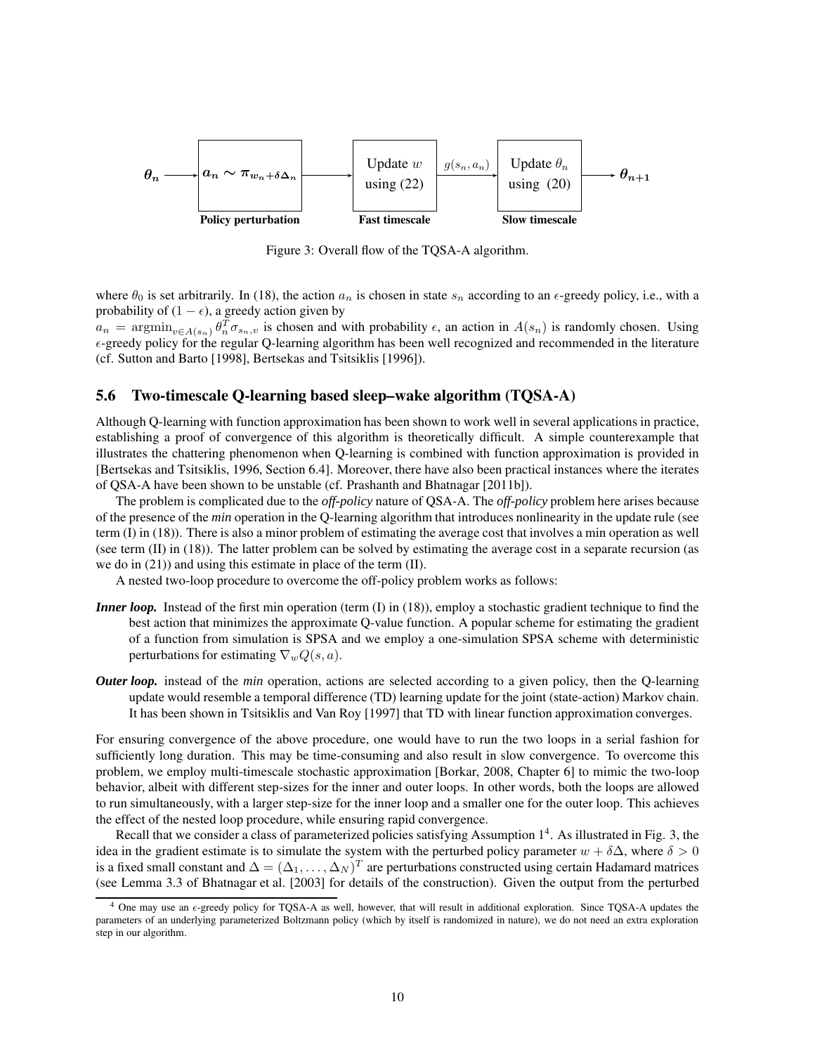$\boldsymbol{\theta_n}$ → $\boldsymbol{a_n \sim \pi_{w_n+\delta\Delta_n}}$ (**Policy perturbation**) → Update $w$ using (22) (**Fast timescale**) → $g(s_n, a_n)$ → Update $\theta_n$ using (20) (**Slow timescale**) → $\boldsymbol{\theta_{n+1}}$

Figure 3: Overall flow of the TQSA-A algorithm.

where $\theta_0$ is set arbitrarily. In (18), the action $a_n$ is chosen in state $s_n$ according to an $\epsilon$-greedy policy, i.e., with a probability of $(1-\epsilon)$, a greedy action given by $a_n = \text{argmin}_{v \in A(s_n)} \theta_n^T \sigma_{s_n,v}$ is chosen and with probability $\epsilon$, an action in $A(s_n)$ is randomly chosen. Using $\epsilon$-greedy policy for the regular Q-learning algorithm has been well recognized and recommended in the literature (cf. Sutton and Barto [1998], Bertsekas and Tsitsiklis [1996]).

### 5.6 Two-timescale Q-learning based sleep–wake algorithm (TQSA-A)

Although Q-learning with function approximation has been shown to work well in several applications in practice, establishing a proof of convergence of this algorithm is theoretically difficult. A simple counterexample that illustrates the chattering phenomenon when Q-learning is combined with function approximation is provided in [Bertsekas and Tsitsiklis, 1996, Section 6.4]. Moreover, there have also been practical instances where the iterates of QSA-A have been shown to be unstable (cf. Prashanth and Bhatnagar [2011b]).

The problem is complicated due to the *off-policy* nature of QSA-A. The *off-policy* problem here arises because of the presence of the *min* operation in the Q-learning algorithm that introduces nonlinearity in the update rule (see term (I) in (18)). There is also a minor problem of estimating the average cost that involves a min operation as well (see term (II) in (18)). The latter problem can be solved by estimating the average cost in a separate recursion (as we do in (21)) and using this estimate in place of the term (II).

A nested two-loop procedure to overcome the off-policy problem works as follows:

- ***Inner loop.*** Instead of the first min operation (term (I) in (18)), employ a stochastic gradient technique to find the best action that minimizes the approximate Q-value function. A popular scheme for estimating the gradient of a function from simulation is SPSA and we employ a one-simulation SPSA scheme with deterministic perturbations for estimating $\nabla_w Q(s, a)$.
- ***Outer loop.*** instead of the *min* operation, actions are selected according to a given policy, then the Q-learning update would resemble a temporal difference (TD) learning update for the joint (state-action) Markov chain. It has been shown in Tsitsiklis and Van Roy [1997] that TD with linear function approximation converges.

For ensuring convergence of the above procedure, one would have to run the two loops in a serial fashion for sufficiently long duration. This may be time-consuming and also result in slow convergence. To overcome this problem, we employ multi-timescale stochastic approximation [Borkar, 2008, Chapter 6] to mimic the two-loop behavior, albeit with different step-sizes for the inner and outer loops. In other words, both the loops are allowed to run simultaneously, with a larger step-size for the inner loop and a smaller one for the outer loop. This achieves the effect of the nested loop procedure, while ensuring rapid convergence.

Recall that we consider a class of parameterized policies satisfying Assumption 1[4]. As illustrated in Fig. 3, the idea in the gradient estimate is to simulate the system with the perturbed policy parameter $w + \delta\Delta$, where $\delta > 0$ is a fixed small constant and $\Delta = (\Delta_1, \ldots, \Delta_N)^T$ are perturbations constructed using certain Hadamard matrices (see Lemma 3.3 of Bhatnagar et al. [2003] for details of the construction). Given the output from the perturbed

[4] One may use an $\epsilon$-greedy policy for TQSA-A as well, however, that will result in additional exploration. Since TQSA-A updates the parameters of an underlying parameterized Boltzmann policy (which by itself is randomized in nature), we do not need an extra exploration step in our algorithm.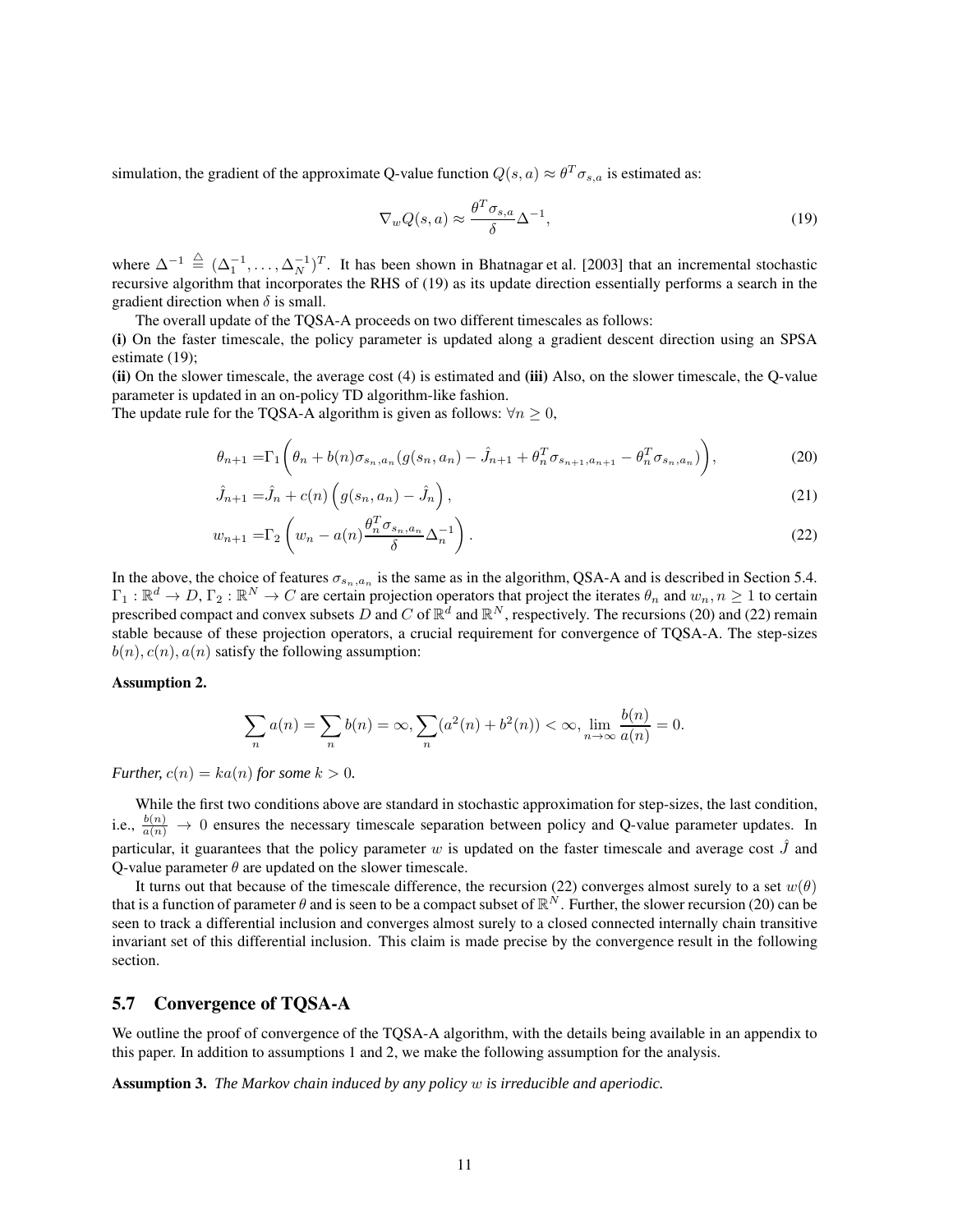simulation, the gradient of the approximate Q-value function $Q(s,a) \approx \theta^T \sigma_{s,a}$ is estimated as:

$$\nabla_w Q(s,a) \approx \frac{\theta^T \sigma_{s,a}}{\delta} \Delta^{-1}, \tag{19}$$

where $\Delta^{-1} \stackrel{\triangle}{=} (\Delta_1^{-1}, \ldots, \Delta_N^{-1})^T$. It has been shown in Bhatnagar et al. [2003] that an incremental stochastic recursive algorithm that incorporates the RHS of (19) as its update direction essentially performs a search in the gradient direction when $\delta$ is small.

The overall update of the TQSA-A proceeds on two different timescales as follows:

**(i)** On the faster timescale, the policy parameter is updated along a gradient descent direction using an SPSA estimate (19);

**(ii)** On the slower timescale, the average cost (4) is estimated and **(iii)** Also, on the slower timescale, the Q-value parameter is updated in an on-policy TD algorithm-like fashion.

The update rule for the TQSA-A algorithm is given as follows: $\forall n \geq 0$,

$$\theta_{n+1} = \Gamma_1\left(\theta_n + b(n)\sigma_{s_n,a_n}(g(s_n,a_n) - \hat{J}_{n+1} + \theta_n^T \sigma_{s_{n+1},a_{n+1}} - \theta_n^T \sigma_{s_n,a_n})\right), \tag{20}$$

$$\hat{J}_{n+1} = \hat{J}_n + c(n)\left(g(s_n,a_n) - \hat{J}_n\right), \tag{21}$$

$$w_{n+1} = \Gamma_2\left(w_n - a(n)\frac{\theta_n^T \sigma_{s_n,a_n}}{\delta}\Delta_n^{-1}\right). \tag{22}$$

In the above, the choice of features $\sigma_{s_n,a_n}$ is the same as in the algorithm, QSA-A and is described in Section 5.4. $\Gamma_1 : \mathbb{R}^d \to D$, $\Gamma_2 : \mathbb{R}^N \to C$ are certain projection operators that project the iterates $\theta_n$ and $w_n, n \geq 1$ to certain prescribed compact and convex subsets $D$ and $C$ of $\mathbb{R}^d$ and $\mathbb{R}^N$, respectively. The recursions (20) and (22) remain stable because of these projection operators, a crucial requirement for convergence of TQSA-A. The step-sizes $b(n), c(n), a(n)$ satisfy the following assumption:

**Assumption 2.**

$$\sum_n a(n) = \sum_n b(n) = \infty, \sum_n (a^2(n) + b^2(n)) < \infty, \lim_{n\to\infty} \frac{b(n)}{a(n)} = 0.$$

*Further,* $c(n) = ka(n)$ *for some* $k > 0$*.*

While the first two conditions above are standard in stochastic approximation for step-sizes, the last condition, i.e., $\frac{b(n)}{a(n)} \to 0$ ensures the necessary timescale separation between policy and Q-value parameter updates. In particular, it guarantees that the policy parameter $w$ is updated on the faster timescale and average cost $\hat{J}$ and Q-value parameter $\theta$ are updated on the slower timescale.

It turns out that because of the timescale difference, the recursion (22) converges almost surely to a set $w(\theta)$ that is a function of parameter $\theta$ and is seen to be a compact subset of $\mathbb{R}^N$. Further, the slower recursion (20) can be seen to track a differential inclusion and converges almost surely to a closed connected internally chain transitive invariant set of this differential inclusion. This claim is made precise by the convergence result in the following section.

## 5.7 Convergence of TQSA-A

We outline the proof of convergence of the TQSA-A algorithm, with the details being available in an appendix to this paper. In addition to assumptions 1 and 2, we make the following assumption for the analysis.

**Assumption 3.** *The Markov chain induced by any policy* $w$ *is irreducible and aperiodic.*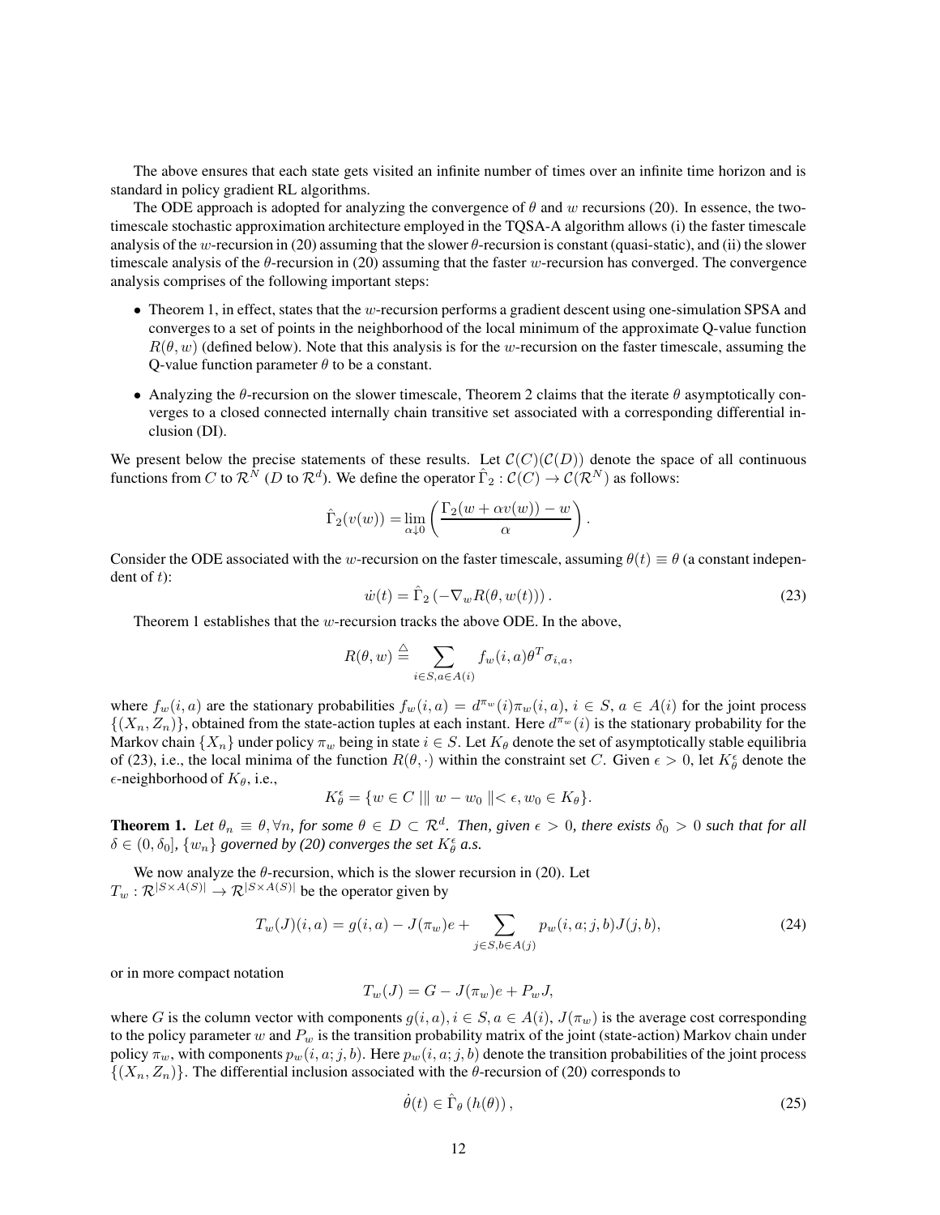The above ensures that each state gets visited an infinite number of times over an infinite time horizon and is standard in policy gradient RL algorithms.

The ODE approach is adopted for analyzing the convergence of $\theta$ and $w$ recursions (20). In essence, the two-timescale stochastic approximation architecture employed in the TQSA-A algorithm allows (i) the faster timescale analysis of the $w$-recursion in (20) assuming that the slower $\theta$-recursion is constant (quasi-static), and (ii) the slower timescale analysis of the $\theta$-recursion in (20) assuming that the faster $w$-recursion has converged. The convergence analysis comprises of the following important steps:

- Theorem 1, in effect, states that the $w$-recursion performs a gradient descent using one-simulation SPSA and converges to a set of points in the neighborhood of the local minimum of the approximate Q-value function $R(\theta, w)$ (defined below). Note that this analysis is for the $w$-recursion on the faster timescale, assuming the Q-value function parameter $\theta$ to be a constant.
- Analyzing the $\theta$-recursion on the slower timescale, Theorem 2 claims that the iterate $\theta$ asymptotically converges to a closed connected internally chain transitive set associated with a corresponding differential inclusion (DI).

We present below the precise statements of these results. Let $\mathcal{C}(C)(\mathcal{C}(D))$ denote the space of all continuous functions from $C$ to $\mathcal{R}^N$ ($D$ to $\mathcal{R}^d$). We define the operator $\hat{\Gamma}_2 : \mathcal{C}(C) \to \mathcal{C}(\mathcal{R}^N)$ as follows:

$$\hat{\Gamma}_2(v(w)) = \lim_{\alpha \downarrow 0} \left( \frac{\Gamma_2(w + \alpha v(w)) - w}{\alpha} \right).$$

Consider the ODE associated with the $w$-recursion on the faster timescale, assuming $\theta(t) \equiv \theta$ (a constant independent of $t$):

$$\dot{w}(t) = \hat{\Gamma}_2 \left( -\nabla_w R(\theta, w(t)) \right). \tag{23}$$

Theorem 1 establishes that the $w$-recursion tracks the above ODE. In the above,

$$R(\theta, w) \stackrel{\triangle}{=} \sum_{i \in S, a \in A(i)} f_w(i,a) \theta^T \sigma_{i,a},$$

where $f_w(i,a)$ are the stationary probabilities $f_w(i,a) = d^{\pi_w}(i) \pi_w(i,a)$, $i \in S$, $a \in A(i)$ for the joint process $\{(X_n, Z_n)\}$, obtained from the state-action tuples at each instant. Here $d^{\pi_w}(i)$ is the stationary probability for the Markov chain $\{X_n\}$ under policy $\pi_w$ being in state $i \in S$. Let $K_\theta$ denote the set of asymptotically stable equilibria of (23), i.e., the local minima of the function $R(\theta, \cdot)$ within the constraint set $C$. Given $\epsilon > 0$, let $K_\theta^\epsilon$ denote the $\epsilon$-neighborhood of $K_\theta$, i.e.,

$$K_\theta^\epsilon = \{ w \in C \mid \| w - w_0 \| < \epsilon, w_0 \in K_\theta \}.$$

**Theorem 1.** *Let $\theta_n \equiv \theta, \forall n$, for some $\theta \in D \subset \mathcal{R}^d$. Then, given $\epsilon > 0$, there exists $\delta_0 > 0$ such that for all $\delta \in (0, \delta_0]$, $\{w_n\}$ governed by (20) converges the set $K_\theta^\epsilon$ a.s.*

We now analyze the $\theta$-recursion, which is the slower recursion in (20). Let $T_w : \mathcal{R}^{|S \times A(S)|} \to \mathcal{R}^{|S \times A(S)|}$ be the operator given by

$$T_w(J)(i,a) = g(i,a) - J(\pi_w)e + \sum_{j \in S, b \in A(j)} p_w(i,a;j,b) J(j,b), \tag{24}$$

or in more compact notation

$$T_w(J) = G - J(\pi_w)e + P_w J,$$

where $G$ is the column vector with components $g(i,a), i \in S, a \in A(i)$, $J(\pi_w)$ is the average cost corresponding to the policy parameter $w$ and $P_w$ is the transition probability matrix of the joint (state-action) Markov chain under policy $\pi_w$, with components $p_w(i,a;j,b)$. Here $p_w(i,a;j,b)$ denote the transition probabilities of the joint process $\{(X_n, Z_n)\}$. The differential inclusion associated with the $\theta$-recursion of (20) corresponds to

$$\dot{\theta}(t) \in \hat{\Gamma}_\theta \left( h(\theta) \right), \tag{25}$$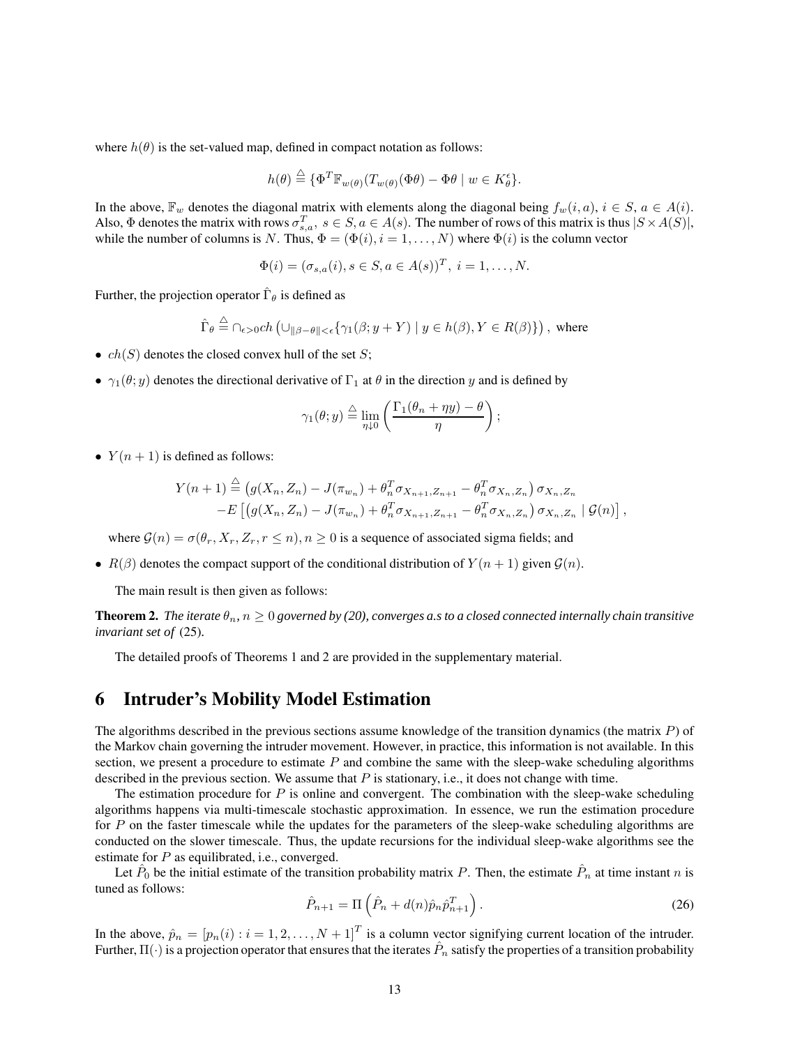where $h(\theta)$ is the set-valued map, defined in compact notation as follows:

$$h(\theta) \stackrel{\triangle}{=} \{\Phi^T \mathbb{F}_{w(\theta)}(T_{w(\theta)}(\Phi\theta) - \Phi\theta \mid w \in K_\theta^\epsilon\}.$$

In the above, $\mathbb{F}_w$ denotes the diagonal matrix with elements along the diagonal being $f_w(i,a)$, $i \in S$, $a \in A(i)$. Also, $\Phi$ denotes the matrix with rows $\sigma_{s,a}^T$, $s \in S, a \in A(s)$. The number of rows of this matrix is thus $|S \times A(S)|$, while the number of columns is $N$. Thus, $\Phi = (\Phi(i), i = 1, \ldots, N)$ where $\Phi(i)$ is the column vector

$$\Phi(i) = (\sigma_{s,a}(i), s \in S, a \in A(s))^T, \; i = 1, \ldots, N.$$

Further, the projection operator $\hat{\Gamma}_\theta$ is defined as

$$\hat{\Gamma}_\theta \stackrel{\triangle}{=} \cap_{\epsilon > 0} ch\left(\cup_{\|\beta - \theta\| < \epsilon}\{\gamma_1(\beta; y + Y) \mid y \in h(\beta), Y \in R(\beta)\}\right), \text{ where}$$

- $ch(S)$ denotes the closed convex hull of the set $S$;
- $\gamma_1(\theta; y)$ denotes the directional derivative of $\Gamma_1$ at $\theta$ in the direction $y$ and is defined by

$$\gamma_1(\theta; y) \stackrel{\triangle}{=} \lim_{\eta \downarrow 0} \left( \frac{\Gamma_1(\theta_n + \eta y) - \theta}{\eta} \right);$$

- $Y(n+1)$ is defined as follows:

$$\begin{aligned} Y(n+1) \stackrel{\triangle}{=} & \left(g(X_n, Z_n) - J(\pi_{w_n}) + \theta_n^T \sigma_{X_{n+1}, Z_{n+1}} - \theta_n^T \sigma_{X_n, Z_n}\right) \sigma_{X_n, Z_n} \\ & - E\left[\left(g(X_n, Z_n) - J(\pi_{w_n}) + \theta_n^T \sigma_{X_{n+1}, Z_{n+1}} - \theta_n^T \sigma_{X_n, Z_n}\right) \sigma_{X_n, Z_n} \mid \mathcal{G}(n)\right], \end{aligned}$$

  where $\mathcal{G}(n) = \sigma(\theta_r, X_r, Z_r, r \leq n), n \geq 0$ is a sequence of associated sigma fields; and

- $R(\beta)$ denotes the compact support of the conditional distribution of $Y(n+1)$ given $\mathcal{G}(n)$.

The main result is then given as follows:

**Theorem 2.** *The iterate $\theta_n, n \geq 0$ governed by (20), converges a.s to a closed connected internally chain transitive invariant set of* (25).

The detailed proofs of Theorems 1 and 2 are provided in the supplementary material.

# 6 Intruder's Mobility Model Estimation

The algorithms described in the previous sections assume knowledge of the transition dynamics (the matrix $P$) of the Markov chain governing the intruder movement. However, in practice, this information is not available. In this section, we present a procedure to estimate $P$ and combine the same with the sleep-wake scheduling algorithms described in the previous section. We assume that $P$ is stationary, i.e., it does not change with time.

The estimation procedure for $P$ is online and convergent. The combination with the sleep-wake scheduling algorithms happens via multi-timescale stochastic approximation. In essence, we run the estimation procedure for $P$ on the faster timescale while the updates for the parameters of the sleep-wake scheduling algorithms are conducted on the slower timescale. Thus, the update recursions for the individual sleep-wake algorithms see the estimate for $P$ as equilibrated, i.e., converged.

Let $\hat{P}_0$ be the initial estimate of the transition probability matrix $P$. Then, the estimate $\hat{P}_n$ at time instant $n$ is tuned as follows:

$$\hat{P}_{n+1} = \Pi\left(\hat{P}_n + d(n)\hat{p}_n \hat{p}_{n+1}^T\right). \tag{26}$$

In the above, $\hat{p}_n = [p_n(i) : i = 1, 2, \ldots, N+1]^T$ is a column vector signifying current location of the intruder. Further, $\Pi(\cdot)$ is a projection operator that ensures that the iterates $\hat{P}_n$ satisfy the properties of a transition probability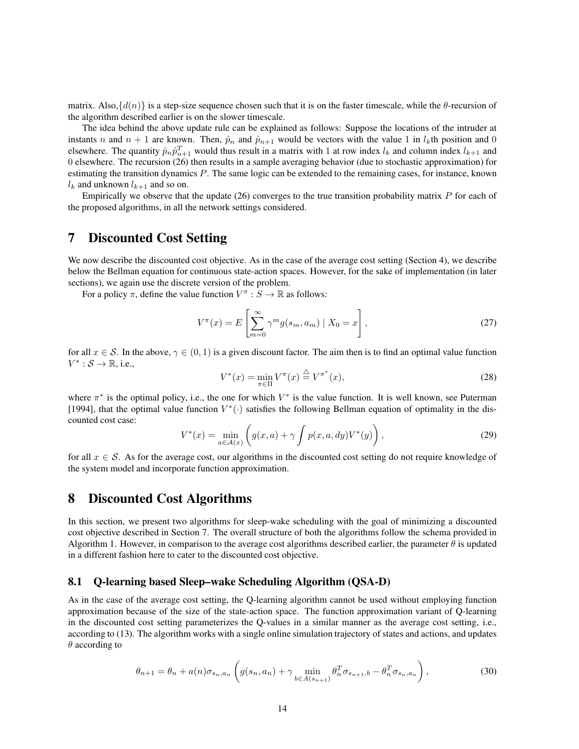matrix. Also, $\{d(n)\}$ is a step-size sequence chosen such that it is on the faster timescale, while the $\theta$-recursion of the algorithm described earlier is on the slower timescale.

The idea behind the above update rule can be explained as follows: Suppose the locations of the intruder at instants $n$ and $n+1$ are known. Then, $\hat{p}_n$ and $\hat{p}_{n+1}$ would be vectors with the value 1 in $l_k$th position and 0 elsewhere. The quantity $\hat{p}_n \hat{p}_{n+1}^T$ would thus result in a matrix with 1 at row index $l_k$ and column index $l_{k+1}$ and 0 elsewhere. The recursion (26) then results in a sample averaging behavior (due to stochastic approximation) for estimating the transition dynamics $P$. The same logic can be extended to the remaining cases, for instance, known $l_k$ and unknown $l_{k+1}$ and so on.

Empirically we observe that the update (26) converges to the true transition probability matrix $P$ for each of the proposed algorithms, in all the network settings considered.

# 7 Discounted Cost Setting

We now describe the discounted cost objective. As in the case of the average cost setting (Section 4), we describe below the Bellman equation for continuous state-action spaces. However, for the sake of implementation (in later sections), we again use the discrete version of the problem.

For a policy $\pi$, define the value function $V^\pi : S \to \mathbb{R}$ as follows:

$$V^\pi(x) = E\left[\sum_{m=0}^{\infty} \gamma^m g(s_m, a_m) \mid X_0 = x\right], \tag{27}$$

for all $x \in \mathcal{S}$. In the above, $\gamma \in (0,1)$ is a given discount factor. The aim then is to find an optimal value function $V^* : \mathcal{S} \to \mathbb{R}$, i.e.,

$$V^*(x) = \min_{\pi \in \Pi} V^\pi(x) \stackrel{\triangle}{=} V^{\pi^*}(x), \tag{28}$$

where $\pi^*$ is the optimal policy, i.e., the one for which $V^*$ is the value function. It is well known, see Puterman [1994], that the optimal value function $V^*(\cdot)$ satisfies the following Bellman equation of optimality in the discounted cost case:

$$V^*(x) = \min_{a \in \mathcal{A}(x)} \left( g(x,a) + \gamma \int p(x,a,dy) V^*(y) \right), \tag{29}$$

for all $x \in \mathcal{S}$. As for the average cost, our algorithms in the discounted cost setting do not require knowledge of the system model and incorporate function approximation.

# 8 Discounted Cost Algorithms

In this section, we present two algorithms for sleep-wake scheduling with the goal of minimizing a discounted cost objective described in Section 7. The overall structure of both the algorithms follow the schema provided in Algorithm 1. However, in comparison to the average cost algorithms described earlier, the parameter $\theta$ is updated in a different fashion here to cater to the discounted cost objective.

## 8.1 Q-learning based Sleep–wake Scheduling Algorithm (QSA-D)

As in the case of the average cost setting, the Q-learning algorithm cannot be used without employing function approximation because of the size of the state-action space. The function approximation variant of Q-learning in the discounted cost setting parameterizes the Q-values in a similar manner as the average cost setting, i.e., according to (13). The algorithm works with a single online simulation trajectory of states and actions, and updates $\theta$ according to

$$\theta_{n+1} = \theta_n + a(n)\sigma_{s_n,a_n}\left( g(s_n,a_n) + \gamma \min_{b \in A(s_{n+1})} \theta_n^T \sigma_{s_{n+1},b} - \theta_n^T \sigma_{s_n,a_n} \right), \tag{30}$$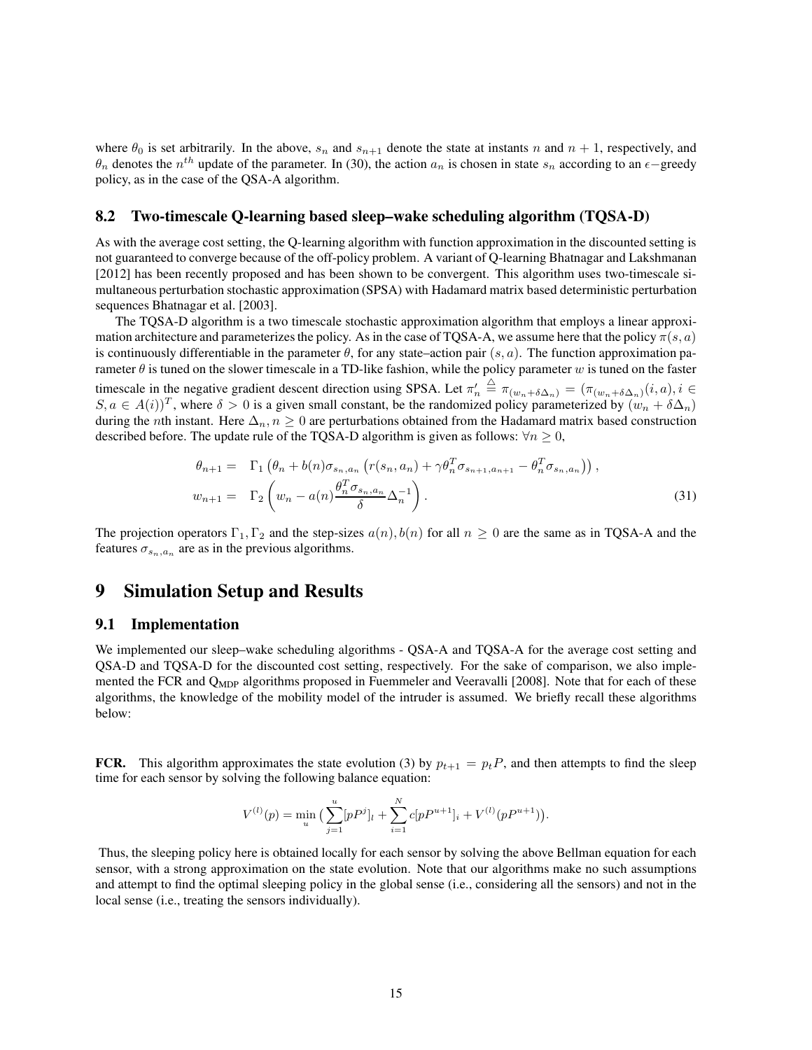where $\theta_0$ is set arbitrarily. In the above, $s_n$ and $s_{n+1}$ denote the state at instants $n$ and $n+1$, respectively, and $\theta_n$ denotes the $n^{th}$ update of the parameter. In (30), the action $a_n$ is chosen in state $s_n$ according to an $\epsilon-$greedy policy, as in the case of the QSA-A algorithm.

### 8.2 Two-timescale Q-learning based sleep–wake scheduling algorithm (TQSA-D)

As with the average cost setting, the Q-learning algorithm with function approximation in the discounted setting is not guaranteed to converge because of the off-policy problem. A variant of Q-learning Bhatnagar and Lakshmanan [2012] has been recently proposed and has been shown to be convergent. This algorithm uses two-timescale simultaneous perturbation stochastic approximation (SPSA) with Hadamard matrix based deterministic perturbation sequences Bhatnagar et al. [2003].

The TQSA-D algorithm is a two timescale stochastic approximation algorithm that employs a linear approximation architecture and parameterizes the policy. As in the case of TQSA-A, we assume here that the policy $\pi(s,a)$ is continuously differentiable in the parameter $\theta$, for any state–action pair $(s,a)$. The function approximation parameter $\theta$ is tuned on the slower timescale in a TD-like fashion, while the policy parameter $w$ is tuned on the faster timescale in the negative gradient descent direction using SPSA. Let $\pi'_n \stackrel{\triangle}{=} \pi_{(w_n+\delta\Delta_n)} = (\pi_{(w_n+\delta\Delta_n)}(i,a), i \in S, a \in A(i))^T$, where $\delta > 0$ is a given small constant, be the randomized policy parameterized by $(w_n + \delta\Delta_n)$ during the $n$th instant. Here $\Delta_n, n \geq 0$ are perturbations obtained from the Hadamard matrix based construction described before. The update rule of the TQSA-D algorithm is given as follows: $\forall n \geq 0$,

$$
\begin{aligned}
\theta_{n+1} &= \Gamma_1\left(\theta_n + b(n)\sigma_{s_n,a_n}\left(r(s_n,a_n) + \gamma\theta_n^T\sigma_{s_{n+1},a_{n+1}} - \theta_n^T\sigma_{s_n,a_n}\right)\right), \\
w_{n+1} &= \Gamma_2\left(w_n - a(n)\frac{\theta_n^T\sigma_{s_n,a_n}}{\delta}\Delta_n^{-1}\right).
\end{aligned}
\tag{31}
$$

The projection operators $\Gamma_1, \Gamma_2$ and the step-sizes $a(n), b(n)$ for all $n \geq 0$ are the same as in TQSA-A and the features $\sigma_{s_n,a_n}$ are as in the previous algorithms.

## 9 Simulation Setup and Results

### 9.1 Implementation

We implemented our sleep–wake scheduling algorithms - QSA-A and TQSA-A for the average cost setting and QSA-D and TQSA-D for the discounted cost setting, respectively. For the sake of comparison, we also implemented the FCR and $\text{Q}_{\text{MDP}}$ algorithms proposed in Fuemmeler and Veeravalli [2008]. Note that for each of these algorithms, the knowledge of the mobility model of the intruder is assumed. We briefly recall these algorithms below:

**FCR.** This algorithm approximates the state evolution (3) by $p_{t+1} = p_t P$, and then attempts to find the sleep time for each sensor by solving the following balance equation:

$$
V^{(l)}(p) = \min_u \big(\sum_{j=1}^{u}[pP^j]_l + \sum_{i=1}^{N} c[pP^{u+1}]_i + V^{(l)}(pP^{u+1})\big).
$$

Thus, the sleeping policy here is obtained locally for each sensor by solving the above Bellman equation for each sensor, with a strong approximation on the state evolution. Note that our algorithms make no such assumptions and attempt to find the optimal sleeping policy in the global sense (i.e., considering all the sensors) and not in the local sense (i.e., treating the sensors individually).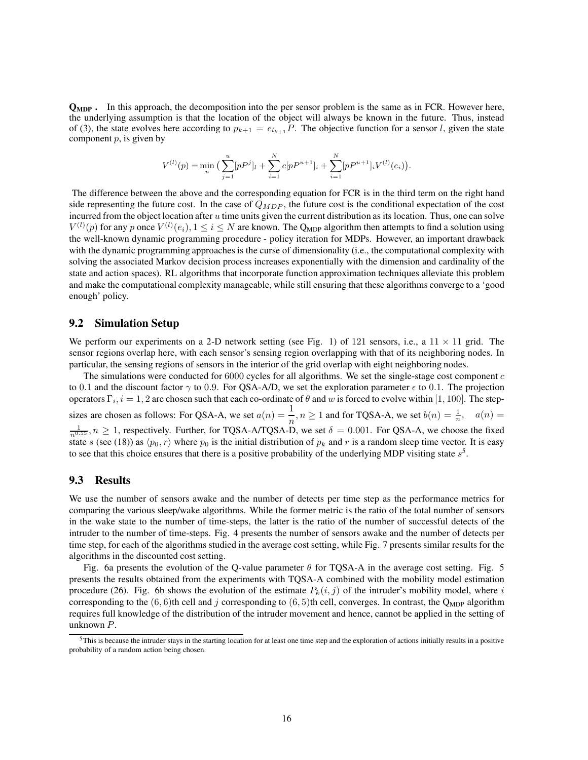**$\mathbf{Q_{MDP}}$ .** In this approach, the decomposition into the per sensor problem is the same as in FCR. However here, the underlying assumption is that the location of the object will always be known in the future. Thus, instead of (3), the state evolves here according to $p_{k+1} = e_{l_{k+1}} P$. The objective function for a sensor $l$, given the state component $p$, is given by

$$V^{(l)}(p) = \min_u \big( \sum_{j=1}^{u} [pP^j]_l + \sum_{i=1}^{N} c[pP^{u+1}]_i + \sum_{i=1}^{N} [pP^{u+1}]_i V^{(l)}(e_i) \big).$$

The difference between the above and the corresponding equation for FCR is in the third term on the right hand side representing the future cost. In the case of $Q_{MDP}$, the future cost is the conditional expectation of the cost incurred from the object location after $u$ time units given the current distribution as its location. Thus, one can solve $V^{(l)}(p)$ for any $p$ once $V^{(l)}(e_i), 1 \leq i \leq N$ are known. The $\mathrm{Q_{MDP}}$ algorithm then attempts to find a solution using the well-known dynamic programming procedure - policy iteration for MDPs. However, an important drawback with the dynamic programming approaches is the curse of dimensionality (i.e., the computational complexity with solving the associated Markov decision process increases exponentially with the dimension and cardinality of the state and action spaces). RL algorithms that incorporate function approximation techniques alleviate this problem and make the computational complexity manageable, while still ensuring that these algorithms converge to a 'good enough' policy.

## 9.2 Simulation Setup

We perform our experiments on a 2-D network setting (see Fig. 1) of 121 sensors, i.e., a $11 \times 11$ grid. The sensor regions overlap here, with each sensor's sensing region overlapping with that of its neighboring nodes. In particular, the sensing regions of sensors in the interior of the grid overlap with eight neighboring nodes.

The simulations were conducted for 6000 cycles for all algorithms. We set the single-stage cost component $c$ to 0.1 and the discount factor $\gamma$ to 0.9. For QSA-A/D, we set the exploration parameter $\epsilon$ to 0.1. The projection operators $\Gamma_i, i = 1, 2$ are chosen such that each co-ordinate of $\theta$ and $w$ is forced to evolve within $[1, 100]$. The step-sizes are chosen as follows: For QSA-A, we set $a(n) = \dfrac{1}{n}, n \geq 1$ and for TQSA-A, we set $b(n) = \frac{1}{n}, \quad a(n) = \frac{1}{n^{0.55}}, n \geq 1$, respectively. Further, for TQSA-A/TQSA-D, we set $\delta = 0.001$. For QSA-A, we choose the fixed state $s$ (see (18)) as $\langle p_0, r \rangle$ where $p_0$ is the initial distribution of $p_k$ and $r$ is a random sleep time vector. It is easy to see that this choice ensures that there is a positive probability of the underlying MDP visiting state $s$[5].

## 9.3 Results

We use the number of sensors awake and the number of detects per time step as the performance metrics for comparing the various sleep/wake algorithms. While the former metric is the ratio of the total number of sensors in the wake state to the number of time-steps, the latter is the ratio of the number of successful detects of the intruder to the number of time-steps. Fig. 4 presents the number of sensors awake and the number of detects per time step, for each of the algorithms studied in the average cost setting, while Fig. 7 presents similar results for the algorithms in the discounted cost setting.

Fig. 6a presents the evolution of the Q-value parameter $\theta$ for TQSA-A in the average cost setting. Fig. 5 presents the results obtained from the experiments with TQSA-A combined with the mobility model estimation procedure (26). Fig. 6b shows the evolution of the estimate $P_k(i, j)$ of the intruder's mobility model, where $i$ corresponding to the $(6, 6)$th cell and $j$ corresponding to $(6, 5)$th cell, converges. In contrast, the $\mathrm{Q_{MDP}}$ algorithm requires full knowledge of the distribution of the intruder movement and hence, cannot be applied in the setting of unknown $P$.

[5] This is because the intruder stays in the starting location for at least one time step and the exploration of actions initially results in a positive probability of a random action being chosen.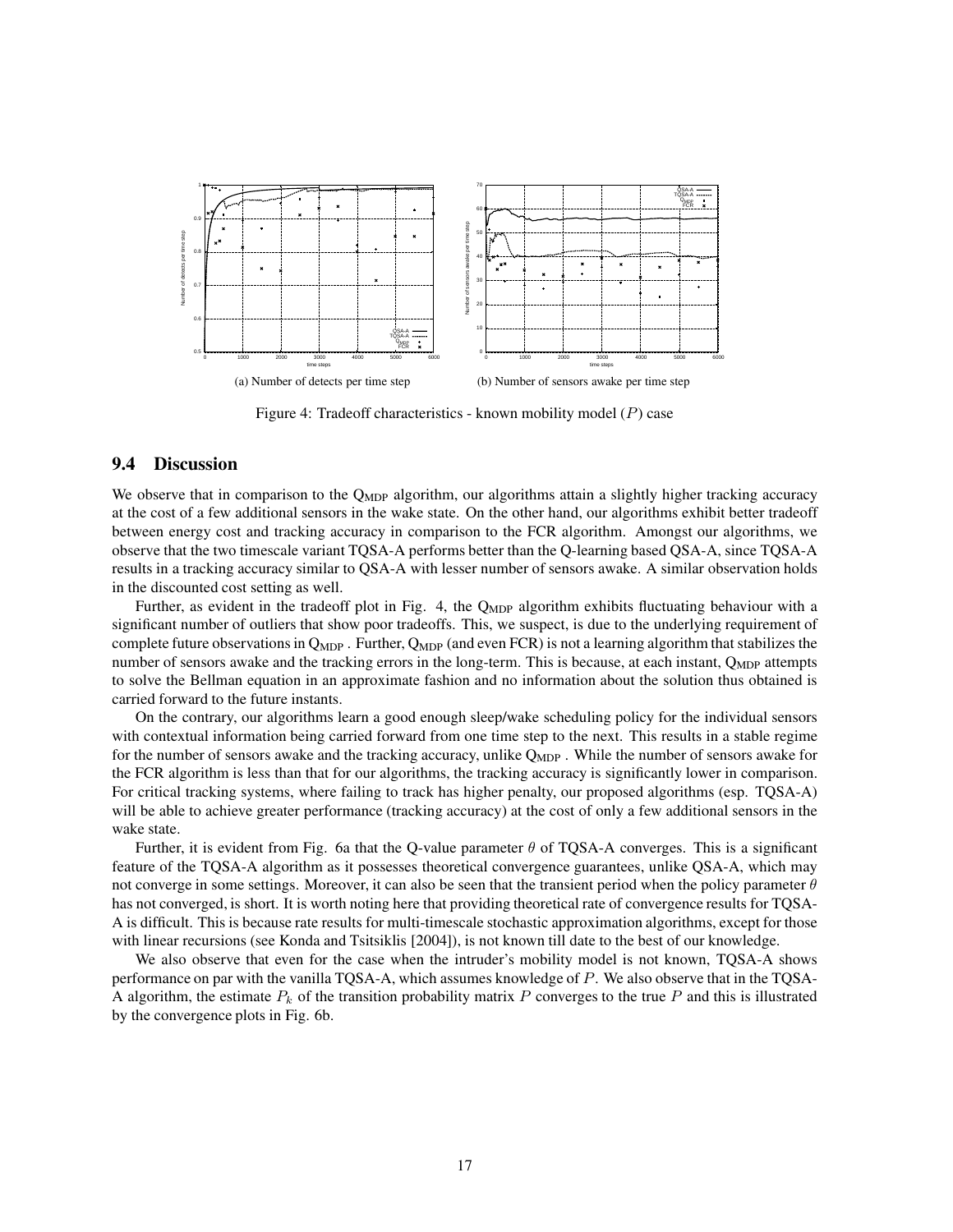(a) Number of detects per time step

(b) Number of sensors awake per time step

Figure 4: Tradeoff characteristics - known mobility model ($P$) case

### 9.4 Discussion

We observe that in comparison to the $Q_{MDP}$ algorithm, our algorithms attain a slightly higher tracking accuracy at the cost of a few additional sensors in the wake state. On the other hand, our algorithms exhibit better tradeoff between energy cost and tracking accuracy in comparison to the FCR algorithm. Amongst our algorithms, we observe that the two timescale variant TQSA-A performs better than the Q-learning based QSA-A, since TQSA-A results in a tracking accuracy similar to QSA-A with lesser number of sensors awake. A similar observation holds in the discounted cost setting as well.

Further, as evident in the tradeoff plot in Fig. 4, the $Q_{MDP}$ algorithm exhibits fluctuating behaviour with a significant number of outliers that show poor tradeoffs. This, we suspect, is due to the underlying requirement of complete future observations in $Q_{MDP}$. Further, $Q_{MDP}$ (and even FCR) is not a learning algorithm that stabilizes the number of sensors awake and the tracking errors in the long-term. This is because, at each instant, $Q_{MDP}$ attempts to solve the Bellman equation in an approximate fashion and no information about the solution thus obtained is carried forward to the future instants.

On the contrary, our algorithms learn a good enough sleep/wake scheduling policy for the individual sensors with contextual information being carried forward from one time step to the next. This results in a stable regime for the number of sensors awake and the tracking accuracy, unlike $Q_{MDP}$. While the number of sensors awake for the FCR algorithm is less than that for our algorithms, the tracking accuracy is significantly lower in comparison. For critical tracking systems, where failing to track has higher penalty, our proposed algorithms (esp. TQSA-A) will be able to achieve greater performance (tracking accuracy) at the cost of only a few additional sensors in the wake state.

Further, it is evident from Fig. 6a that the Q-value parameter $\theta$ of TQSA-A converges. This is a significant feature of the TQSA-A algorithm as it possesses theoretical convergence guarantees, unlike QSA-A, which may not converge in some settings. Moreover, it can also be seen that the transient period when the policy parameter $\theta$ has not converged, is short. It is worth noting here that providing theoretical rate of convergence results for TQSA-A is difficult. This is because rate results for multi-timescale stochastic approximation algorithms, except for those with linear recursions (see Konda and Tsitsiklis [2004]), is not known till date to the best of our knowledge.

We also observe that even for the case when the intruder's mobility model is not known, TQSA-A shows performance on par with the vanilla TQSA-A, which assumes knowledge of $P$. We also observe that in the TQSA-A algorithm, the estimate $P_k$ of the transition probability matrix $P$ converges to the true $P$ and this is illustrated by the convergence plots in Fig. 6b.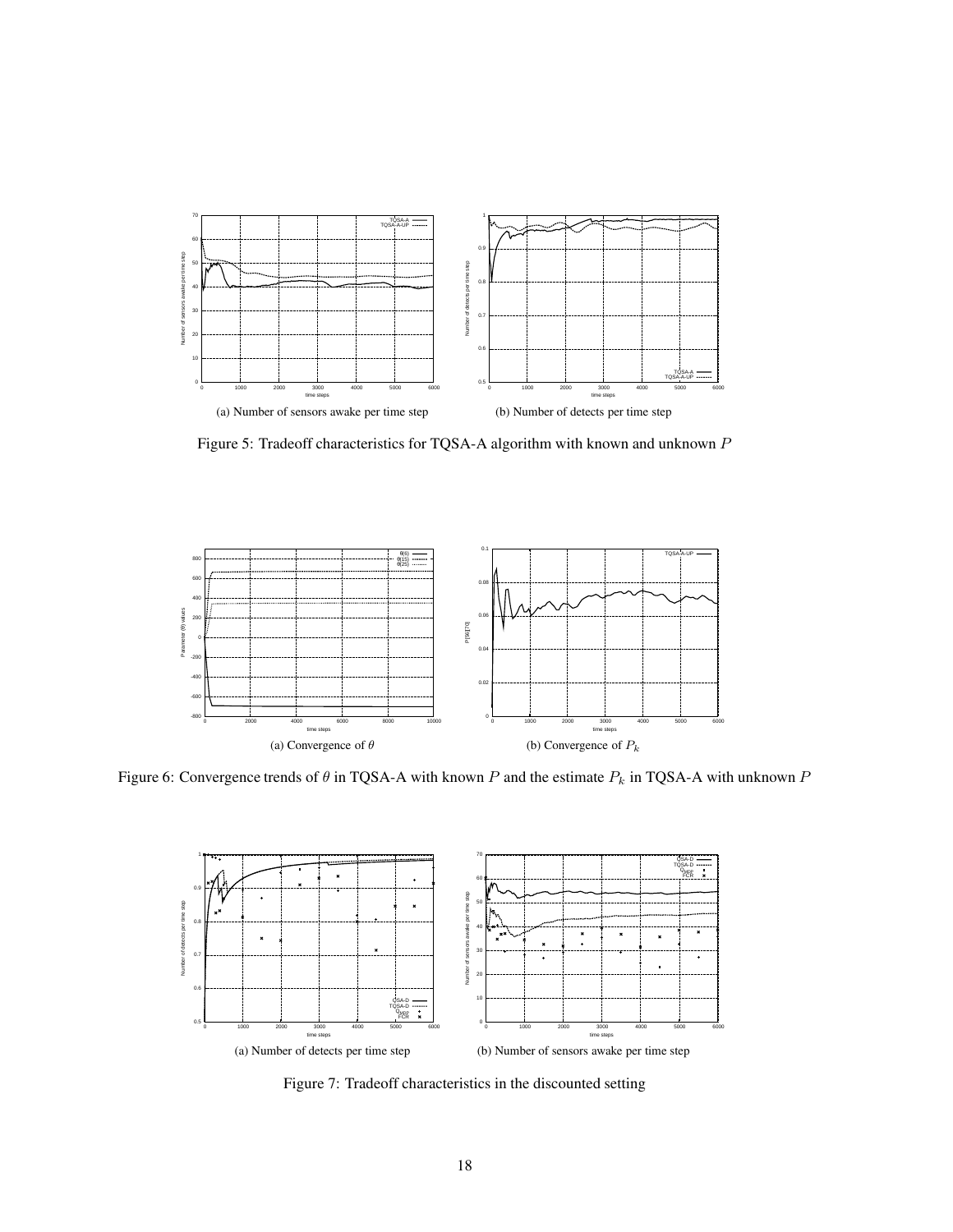(a) Number of sensors awake per time step

(b) Number of detects per time step

Figure 5: Tradeoff characteristics for TQSA-A algorithm with known and unknown $P$

(a) Convergence of $\theta$

(b) Convergence of $P_k$

Figure 6: Convergence trends of $\theta$ in TQSA-A with known $P$ and the estimate $P_k$ in TQSA-A with unknown $P$

(a) Number of detects per time step

(b) Number of sensors awake per time step

Figure 7: Tradeoff characteristics in the discounted setting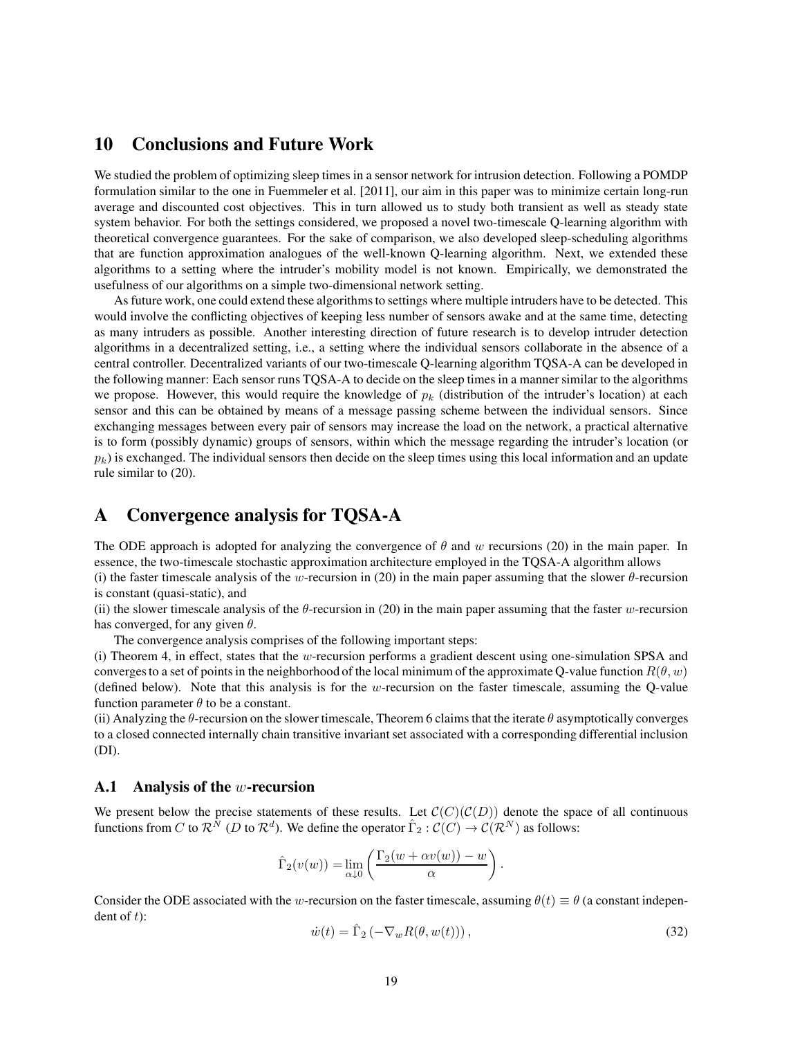## 10 Conclusions and Future Work

We studied the problem of optimizing sleep times in a sensor network for intrusion detection. Following a POMDP formulation similar to the one in Fuemmeler et al. [2011], our aim in this paper was to minimize certain long-run average and discounted cost objectives. This in turn allowed us to study both transient as well as steady state system behavior. For both the settings considered, we proposed a novel two-timescale Q-learning algorithm with theoretical convergence guarantees. For the sake of comparison, we also developed sleep-scheduling algorithms that are function approximation analogues of the well-known Q-learning algorithm. Next, we extended these algorithms to a setting where the intruder's mobility model is not known. Empirically, we demonstrated the usefulness of our algorithms on a simple two-dimensional network setting.

As future work, one could extend these algorithms to settings where multiple intruders have to be detected. This would involve the conflicting objectives of keeping less number of sensors awake and at the same time, detecting as many intruders as possible. Another interesting direction of future research is to develop intruder detection algorithms in a decentralized setting, i.e., a setting where the individual sensors collaborate in the absence of a central controller. Decentralized variants of our two-timescale Q-learning algorithm TQSA-A can be developed in the following manner: Each sensor runs TQSA-A to decide on the sleep times in a manner similar to the algorithms we propose. However, this would require the knowledge of $p_k$ (distribution of the intruder's location) at each sensor and this can be obtained by means of a message passing scheme between the individual sensors. Since exchanging messages between every pair of sensors may increase the load on the network, a practical alternative is to form (possibly dynamic) groups of sensors, within which the message regarding the intruder's location (or $p_k$) is exchanged. The individual sensors then decide on the sleep times using this local information and an update rule similar to (20).

## A Convergence analysis for TQSA-A

The ODE approach is adopted for analyzing the convergence of $\theta$ and $w$ recursions (20) in the main paper. In essence, the two-timescale stochastic approximation architecture employed in the TQSA-A algorithm allows
(i) the faster timescale analysis of the $w$-recursion in (20) in the main paper assuming that the slower $\theta$-recursion is constant (quasi-static), and
(ii) the slower timescale analysis of the $\theta$-recursion in (20) in the main paper assuming that the faster $w$-recursion has converged, for any given $\theta$.

The convergence analysis comprises of the following important steps:
(i) Theorem 4, in effect, states that the $w$-recursion performs a gradient descent using one-simulation SPSA and converges to a set of points in the neighborhood of the local minimum of the approximate Q-value function $R(\theta, w)$ (defined below). Note that this analysis is for the $w$-recursion on the faster timescale, assuming the Q-value function parameter $\theta$ to be a constant.
(ii) Analyzing the $\theta$-recursion on the slower timescale, Theorem 6 claims that the iterate $\theta$ asymptotically converges to a closed connected internally chain transitive invariant set associated with a corresponding differential inclusion (DI).

### A.1 Analysis of the $w$-recursion

We present below the precise statements of these results. Let $\mathcal{C}(C)(\mathcal{C}(D))$ denote the space of all continuous functions from $C$ to $\mathcal{R}^N$ ($D$ to $\mathcal{R}^d$). We define the operator $\hat{\Gamma}_2 : \mathcal{C}(C) \to \mathcal{C}(\mathcal{R}^N)$ as follows:

$$\hat{\Gamma}_2(v(w)) = \lim_{\alpha \downarrow 0} \left( \frac{\Gamma_2(w + \alpha v(w)) - w}{\alpha} \right).$$

Consider the ODE associated with the $w$-recursion on the faster timescale, assuming $\theta(t) \equiv \theta$ (a constant independent of $t$):

$$\dot{w}(t) = \hat{\Gamma}_2 \left( -\nabla_w R(\theta, w(t)) \right), \tag{32}$$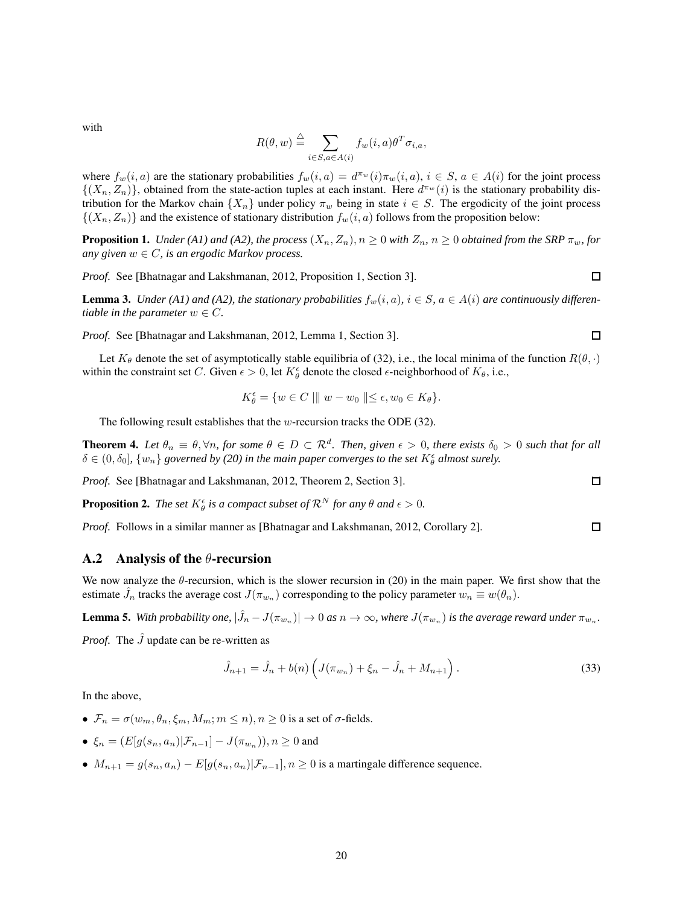with

$$R(\theta, w) \stackrel{\triangle}{=} \sum_{i \in S, a \in A(i)} f_w(i,a)\theta^T \sigma_{i,a},$$

where $f_w(i,a)$ are the stationary probabilities $f_w(i,a) = d^{\pi_w}(i)\pi_w(i,a)$, $i \in S$, $a \in A(i)$ for the joint process $\{(X_n, Z_n)\}$, obtained from the state-action tuples at each instant. Here $d^{\pi_w}(i)$ is the stationary probability distribution for the Markov chain $\{X_n\}$ under policy $\pi_w$ being in state $i \in S$. The ergodicity of the joint process $\{(X_n, Z_n)\}$ and the existence of stationary distribution $f_w(i,a)$ follows from the proposition below:

**Proposition 1.** *Under (A1) and (A2), the process $(X_n, Z_n), n \geq 0$ with $Z_n, n \geq 0$ obtained from the SRP $\pi_w$, for any given $w \in C$, is an ergodic Markov process.*

*Proof.* See [Bhatnagar and Lakshmanan, 2012, Proposition 1, Section 3]. □

**Lemma 3.** *Under (A1) and (A2), the stationary probabilities $f_w(i,a)$, $i \in S$, $a \in A(i)$ are continuously differentiable in the parameter $w \in C$.*

*Proof.* See [Bhatnagar and Lakshmanan, 2012, Lemma 1, Section 3]. □

Let $K_\theta$ denote the set of asymptotically stable equilibria of (32), i.e., the local minima of the function $R(\theta, \cdot)$ within the constraint set $C$. Given $\epsilon > 0$, let $K_\theta^\epsilon$ denote the closed $\epsilon$-neighborhood of $K_\theta$, i.e.,

$$K_\theta^\epsilon = \{w \in C \mid \| w - w_0 \| \leq \epsilon, w_0 \in K_\theta\}.$$

The following result establishes that the $w$-recursion tracks the ODE (32).

**Theorem 4.** *Let $\theta_n \equiv \theta, \forall n$, for some $\theta \in D \subset \mathcal{R}^d$. Then, given $\epsilon > 0$, there exists $\delta_0 > 0$ such that for all $\delta \in (0, \delta_0]$, $\{w_n\}$ governed by (20) in the main paper converges to the set $K_\theta^\epsilon$ almost surely.*

*Proof.* See [Bhatnagar and Lakshmanan, 2012, Theorem 2, Section 3]. □

**Proposition 2.** *The set $K_\theta^\epsilon$ is a compact subset of $\mathcal{R}^N$ for any $\theta$ and $\epsilon > 0$.*

*Proof.* Follows in a similar manner as [Bhatnagar and Lakshmanan, 2012, Corollary 2]. □

## A.2 Analysis of the $\theta$-recursion

We now analyze the $\theta$-recursion, which is the slower recursion in (20) in the main paper. We first show that the estimate $\hat{J}_n$ tracks the average cost $J(\pi_{w_n})$ corresponding to the policy parameter $w_n \equiv w(\theta_n)$.

**Lemma 5.** *With probability one, $|\hat{J}_n - J(\pi_{w_n})| \to 0$ as $n \to \infty$, where $J(\pi_{w_n})$ is the average reward under $\pi_{w_n}$.*

*Proof.* The $\hat{J}$ update can be re-written as

$$\hat{J}_{n+1} = \hat{J}_n + b(n)\left(J(\pi_{w_n}) + \xi_n - \hat{J}_n + M_{n+1}\right). \tag{33}$$

In the above,

- $\mathcal{F}_n = \sigma(w_m, \theta_n, \xi_m, M_m; m \leq n), n \geq 0$ is a set of $\sigma$-fields.
- $\xi_n = (E[g(s_n, a_n)|\mathcal{F}_{n-1}] - J(\pi_{w_n})), n \geq 0$ and
- $M_{n+1} = g(s_n, a_n) - E[g(s_n, a_n)|\mathcal{F}_{n-1}], n \geq 0$ is a martingale difference sequence.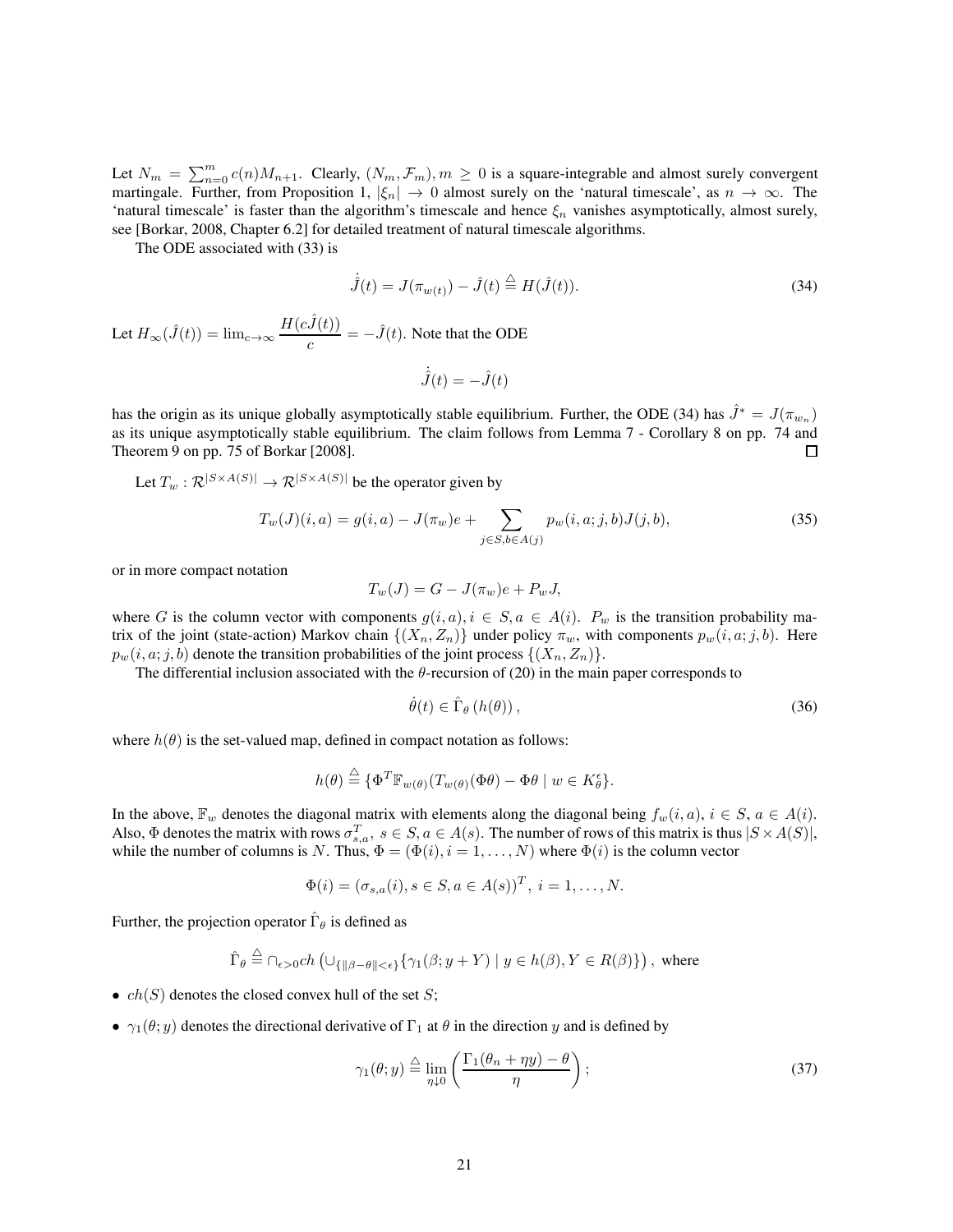Let $N_m = \sum_{n=0}^{m} c(n)M_{n+1}$. Clearly, $(N_m, \mathcal{F}_m), m \geq 0$ is a square-integrable and almost surely convergent martingale. Further, from Proposition 1, $|\xi_n| \to 0$ almost surely on the 'natural timescale', as $n \to \infty$. The 'natural timescale' is faster than the algorithm's timescale and hence $\xi_n$ vanishes asymptotically, almost surely, see [Borkar, 2008, Chapter 6.2] for detailed treatment of natural timescale algorithms.

The ODE associated with (33) is

$$\dot{\hat{J}}(t) = J(\pi_{w(t)}) - \hat{J}(t) \stackrel{\triangle}{=} H(\hat{J}(t)). \tag{34}$$

Let $H_\infty(\hat{J}(t)) = \lim_{c\to\infty} \dfrac{H(c\hat{J}(t))}{c} = -\hat{J}(t)$. Note that the ODE

$$\dot{\hat{J}}(t) = -\hat{J}(t)$$

has the origin as its unique globally asymptotically stable equilibrium. Further, the ODE (34) has $\hat{J}^* = J(\pi_{w_n})$ as its unique asymptotically stable equilibrium. The claim follows from Lemma 7 - Corollary 8 on pp. 74 and Theorem 9 on pp. 75 of Borkar [2008]. $\square$

Let $T_w : \mathcal{R}^{|S\times A(S)|} \to \mathcal{R}^{|S\times A(S)|}$ be the operator given by

$$T_w(J)(i,a) = g(i,a) - J(\pi_w)e + \sum_{j\in S, b\in A(j)} p_w(i,a;j,b)J(j,b), \tag{35}$$

or in more compact notation

$$T_w(J) = G - J(\pi_w)e + P_w J,$$

where $G$ is the column vector with components $g(i,a), i \in S, a \in A(i)$. $P_w$ is the transition probability matrix of the joint (state-action) Markov chain $\{(X_n, Z_n)\}$ under policy $\pi_w$, with components $p_w(i,a;j,b)$. Here $p_w(i,a;j,b)$ denote the transition probabilities of the joint process $\{(X_n, Z_n)\}$.

The differential inclusion associated with the $\theta$-recursion of (20) in the main paper corresponds to

$$\dot{\theta}(t) \in \hat{\Gamma}_\theta\left(h(\theta)\right), \tag{36}$$

where $h(\theta)$ is the set-valued map, defined in compact notation as follows:

$$h(\theta) \stackrel{\triangle}{=} \{\Phi^T \mathbb{F}_{w(\theta)}(T_{w(\theta)}(\Phi\theta) - \Phi\theta \mid w \in K_\theta^\epsilon\}.$$

In the above, $\mathbb{F}_w$ denotes the diagonal matrix with elements along the diagonal being $f_w(i,a), i \in S, a \in A(i)$. Also, $\Phi$ denotes the matrix with rows $\sigma_{s,a}^T, s \in S, a \in A(s)$. The number of rows of this matrix is thus $|S \times A(S)|$, while the number of columns is $N$. Thus, $\Phi = (\Phi(i), i = 1, \ldots, N)$ where $\Phi(i)$ is the column vector

$$\Phi(i) = (\sigma_{s,a}(i), s \in S, a \in A(s))^T, \; i = 1, \ldots, N.$$

Further, the projection operator $\hat{\Gamma}_\theta$ is defined as

$$\hat{\Gamma}_\theta \stackrel{\triangle}{=} \cap_{\epsilon>0} ch\left(\cup_{\{\|\beta-\theta\|<\epsilon\}}\{\gamma_1(\beta; y+Y) \mid y \in h(\beta), Y \in R(\beta)\}\right), \text{ where}$$

- $ch(S)$ denotes the closed convex hull of the set $S$;
- $\gamma_1(\theta; y)$ denotes the directional derivative of $\Gamma_1$ at $\theta$ in the direction $y$ and is defined by

$$\gamma_1(\theta; y) \stackrel{\triangle}{=} \lim_{\eta\downarrow 0}\left(\frac{\Gamma_1(\theta_n + \eta y) - \theta}{\eta}\right); \tag{37}$$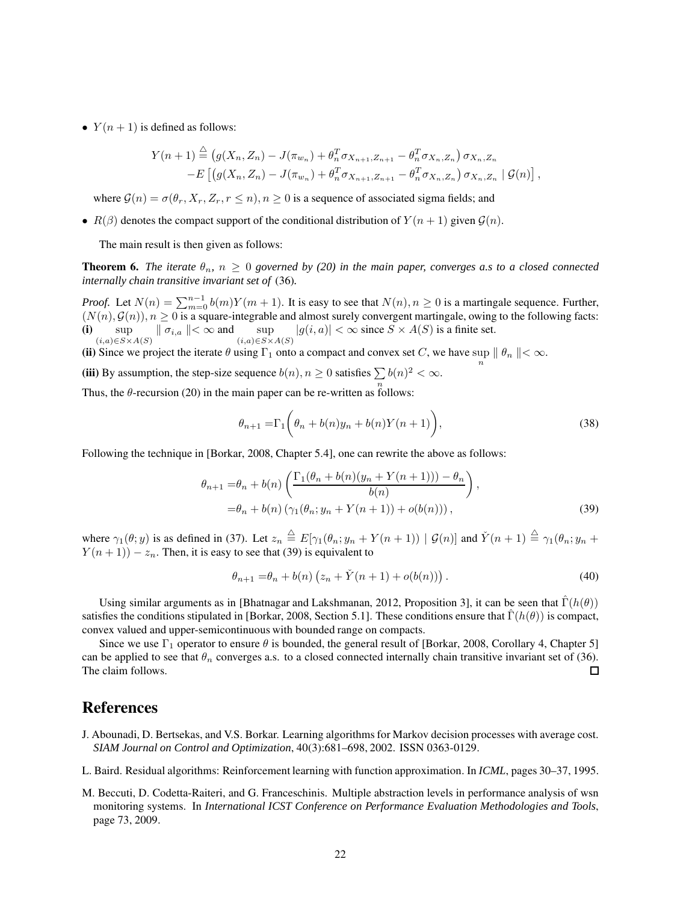- $Y(n+1)$ is defined as follows:

$$Y(n+1) \stackrel{\triangle}{=} \left(g(X_n, Z_n) - J(\pi_{w_n}) + \theta_n^T \sigma_{X_{n+1}, Z_{n+1}} - \theta_n^T \sigma_{X_n, Z_n}\right) \sigma_{X_n, Z_n} \\ - E\left[\left(g(X_n, Z_n) - J(\pi_{w_n}) + \theta_n^T \sigma_{X_{n+1}, Z_{n+1}} - \theta_n^T \sigma_{X_n, Z_n}\right) \sigma_{X_n, Z_n} \mid \mathcal{G}(n)\right],$$

  where $\mathcal{G}(n) = \sigma(\theta_r, X_r, Z_r, r \leq n), n \geq 0$ is a sequence of associated sigma fields; and

- $R(\beta)$ denotes the compact support of the conditional distribution of $Y(n+1)$ given $\mathcal{G}(n)$.

The main result is then given as follows:

**Theorem 6.** *The iterate $\theta_n$, $n \geq 0$ governed by (20) in the main paper, converges a.s to a closed connected internally chain transitive invariant set of* (36)*.*

*Proof.* Let $N(n) = \sum_{m=0}^{n-1} b(m) Y(m+1)$. It is easy to see that $N(n), n \geq 0$ is a martingale sequence. Further, $(N(n), \mathcal{G}(n)), n \geq 0$ is a square-integrable and almost surely convergent martingale, owing to the following facts:
**(i)** $\sup\limits_{(i,a) \in S \times A(S)} \| \sigma_{i,a} \| < \infty$ and $\sup\limits_{(i,a) \in S \times A(S)} |g(i,a)| < \infty$ since $S \times A(S)$ is a finite set.
**(ii)** Since we project the iterate $\theta$ using $\Gamma_1$ onto a compact and convex set $C$, we have $\sup\limits_n \| \theta_n \| < \infty$.
**(iii)** By assumption, the step-size sequence $b(n), n \geq 0$ satisfies $\sum\limits_n b(n)^2 < \infty$.
Thus, the $\theta$-recursion (20) in the main paper can be re-written as follows:

$$\theta_{n+1} = \Gamma_1\bigg(\theta_n + b(n) y_n + b(n) Y(n+1)\bigg), \tag{38}$$

Following the technique in [Borkar, 2008, Chapter 5.4], one can rewrite the above as follows:

$$\begin{aligned}\theta_{n+1} =& \theta_n + b(n) \left( \frac{\Gamma_1(\theta_n + b(n)(y_n + Y(n+1))) - \theta_n}{b(n)} \right), \\ =& \theta_n + b(n) \left(\gamma_1(\theta_n; y_n + Y(n+1)) + o(b(n))\right),\end{aligned} \tag{39}$$

where $\gamma_1(\theta; y)$ is as defined in (37). Let $z_n \stackrel{\triangle}{=} E[\gamma_1(\theta_n; y_n + Y(n+1)) \mid \mathcal{G}(n)]$ and $\check{Y}(n+1) \stackrel{\triangle}{=} \gamma_1(\theta_n; y_n + Y(n+1)) - z_n$. Then, it is easy to see that (39) is equivalent to

$$\theta_{n+1} = \theta_n + b(n) \left(z_n + \check{Y}(n+1) + o(b(n))\right). \tag{40}$$

Using similar arguments as in [Bhatnagar and Lakshmanan, 2012, Proposition 3], it can be seen that $\hat{\Gamma}(h(\theta))$ satisfies the conditions stipulated in [Borkar, 2008, Section 5.1]. These conditions ensure that $\hat{\Gamma}(h(\theta))$ is compact, convex valued and upper-semicontinuous with bounded range on compacts.

Since we use $\Gamma_1$ operator to ensure $\theta$ is bounded, the general result of [Borkar, 2008, Corollary 4, Chapter 5] can be applied to see that $\theta_n$ converges a.s. to a closed connected internally chain transitive invariant set of (36). The claim follows. □

# References

J. Abounadi, D. Bertsekas, and V.S. Borkar. Learning algorithms for Markov decision processes with average cost. *SIAM Journal on Control and Optimization*, 40(3):681–698, 2002. ISSN 0363-0129.

L. Baird. Residual algorithms: Reinforcement learning with function approximation. In *ICML*, pages 30–37, 1995.

M. Beccuti, D. Codetta-Raiteri, and G. Franceschinis. Multiple abstraction levels in performance analysis of wsn monitoring systems. In *International ICST Conference on Performance Evaluation Methodologies and Tools*, page 73, 2009.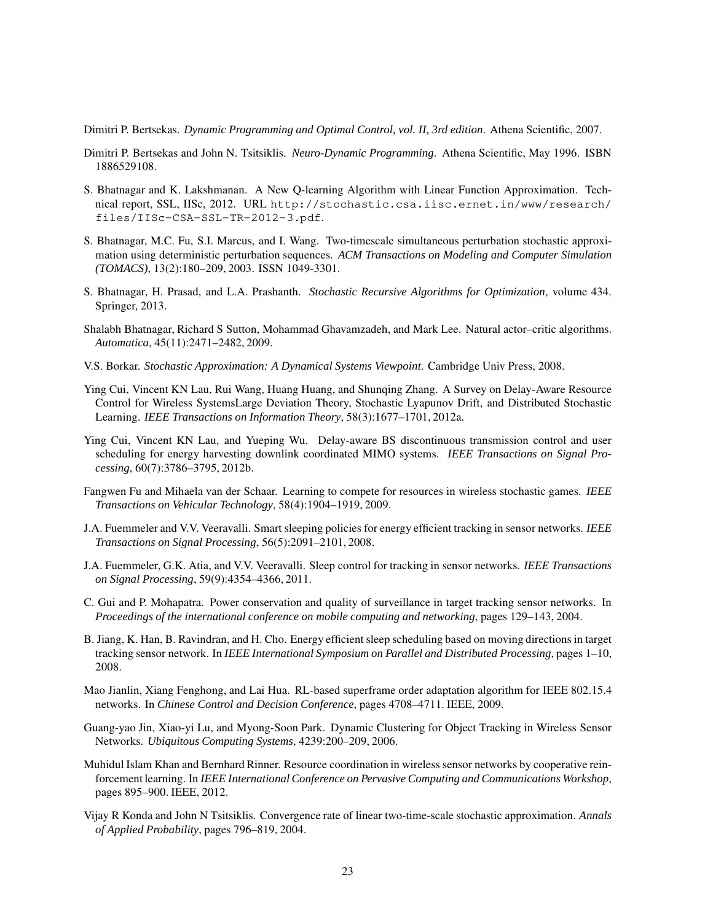Dimitri P. Bertsekas. *Dynamic Programming and Optimal Control, vol. II, 3rd edition*. Athena Scientific, 2007.

Dimitri P. Bertsekas and John N. Tsitsiklis. *Neuro-Dynamic Programming*. Athena Scientific, May 1996. ISBN 1886529108.

S. Bhatnagar and K. Lakshmanan. A New Q-learning Algorithm with Linear Function Approximation. Technical report, SSL, IISc, 2012. URL `http://stochastic.csa.iisc.ernet.in/www/research/files/IISc-CSA-SSL-TR-2012-3.pdf`.

S. Bhatnagar, M.C. Fu, S.I. Marcus, and I. Wang. Two-timescale simultaneous perturbation stochastic approximation using deterministic perturbation sequences. *ACM Transactions on Modeling and Computer Simulation (TOMACS)*, 13(2):180–209, 2003. ISSN 1049-3301.

S. Bhatnagar, H. Prasad, and L.A. Prashanth. *Stochastic Recursive Algorithms for Optimization*, volume 434. Springer, 2013.

Shalabh Bhatnagar, Richard S Sutton, Mohammad Ghavamzadeh, and Mark Lee. Natural actor–critic algorithms. *Automatica*, 45(11):2471–2482, 2009.

V.S. Borkar. *Stochastic Approximation: A Dynamical Systems Viewpoint.* Cambridge Univ Press, 2008.

Ying Cui, Vincent KN Lau, Rui Wang, Huang Huang, and Shunqing Zhang. A Survey on Delay-Aware Resource Control for Wireless SystemsLarge Deviation Theory, Stochastic Lyapunov Drift, and Distributed Stochastic Learning. *IEEE Transactions on Information Theory*, 58(3):1677–1701, 2012a.

Ying Cui, Vincent KN Lau, and Yueping Wu. Delay-aware BS discontinuous transmission control and user scheduling for energy harvesting downlink coordinated MIMO systems. *IEEE Transactions on Signal Processing*, 60(7):3786–3795, 2012b.

Fangwen Fu and Mihaela van der Schaar. Learning to compete for resources in wireless stochastic games. *IEEE Transactions on Vehicular Technology*, 58(4):1904–1919, 2009.

J.A. Fuemmeler and V.V. Veeravalli. Smart sleeping policies for energy efficient tracking in sensor networks. *IEEE Transactions on Signal Processing*, 56(5):2091–2101, 2008.

J.A. Fuemmeler, G.K. Atia, and V.V. Veeravalli. Sleep control for tracking in sensor networks. *IEEE Transactions on Signal Processing*, 59(9):4354–4366, 2011.

C. Gui and P. Mohapatra. Power conservation and quality of surveillance in target tracking sensor networks. In *Proceedings of the international conference on mobile computing and networking*, pages 129–143, 2004.

B. Jiang, K. Han, B. Ravindran, and H. Cho. Energy efficient sleep scheduling based on moving directions in target tracking sensor network. In *IEEE International Symposium on Parallel and Distributed Processing*, pages 1–10, 2008.

Mao Jianlin, Xiang Fenghong, and Lai Hua. RL-based superframe order adaptation algorithm for IEEE 802.15.4 networks. In *Chinese Control and Decision Conference*, pages 4708–4711. IEEE, 2009.

Guang-yao Jin, Xiao-yi Lu, and Myong-Soon Park. Dynamic Clustering for Object Tracking in Wireless Sensor Networks. *Ubiquitous Computing Systems*, 4239:200–209, 2006.

Muhidul Islam Khan and Bernhard Rinner. Resource coordination in wireless sensor networks by cooperative reinforcement learning. In *IEEE International Conference on Pervasive Computing and Communications Workshop*, pages 895–900. IEEE, 2012.

Vijay R Konda and John N Tsitsiklis. Convergence rate of linear two-time-scale stochastic approximation. *Annals of Applied Probability*, pages 796–819, 2004.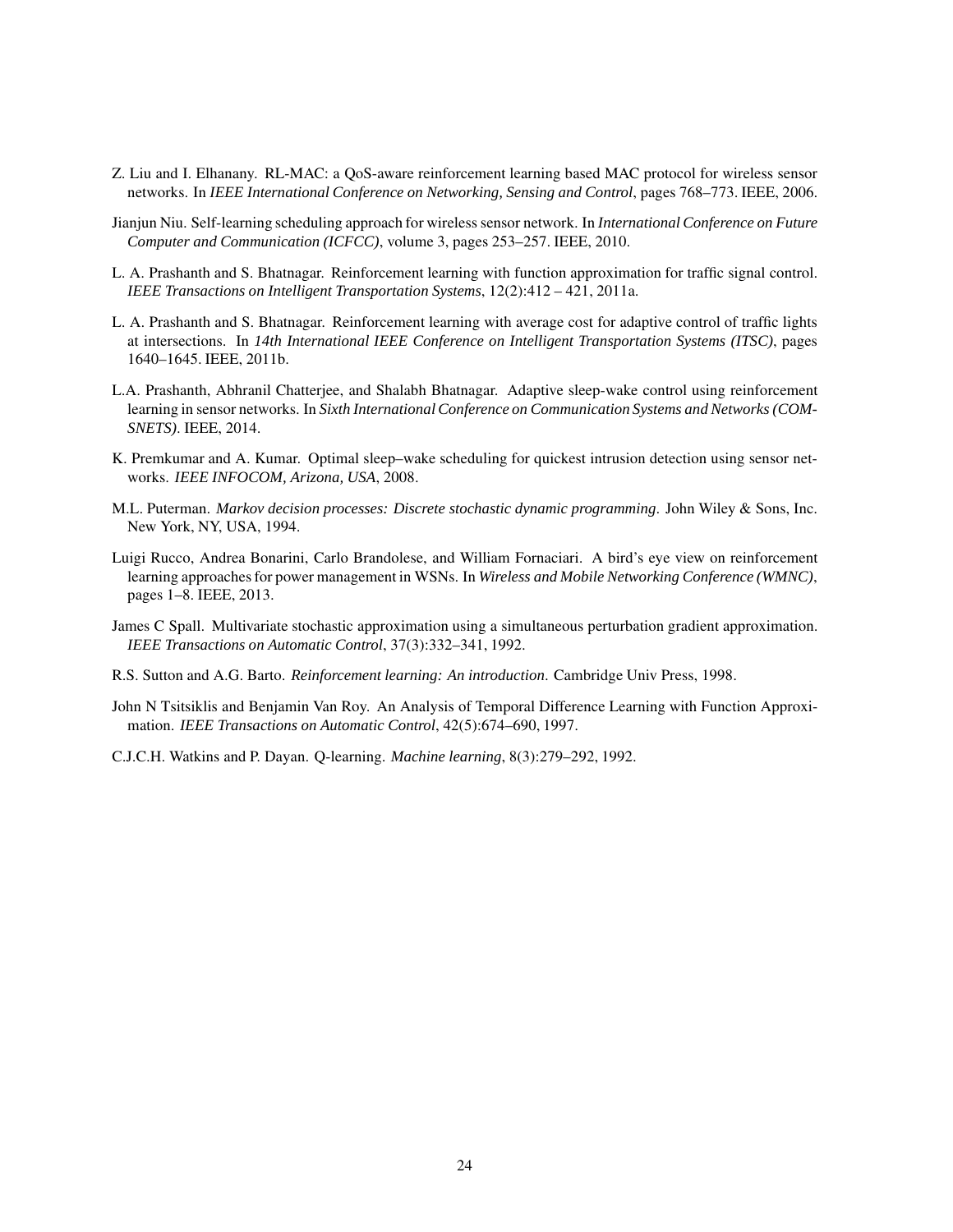Z. Liu and I. Elhanany. RL-MAC: a QoS-aware reinforcement learning based MAC protocol for wireless sensor networks. In *IEEE International Conference on Networking, Sensing and Control*, pages 768–773. IEEE, 2006.

Jianjun Niu. Self-learning scheduling approach for wireless sensor network. In *International Conference on Future Computer and Communication (ICFCC)*, volume 3, pages 253–257. IEEE, 2010.

L. A. Prashanth and S. Bhatnagar. Reinforcement learning with function approximation for traffic signal control. *IEEE Transactions on Intelligent Transportation Systems*, 12(2):412 – 421, 2011a.

L. A. Prashanth and S. Bhatnagar. Reinforcement learning with average cost for adaptive control of traffic lights at intersections. In *14th International IEEE Conference on Intelligent Transportation Systems (ITSC)*, pages 1640–1645. IEEE, 2011b.

L.A. Prashanth, Abhranil Chatterjee, and Shalabh Bhatnagar. Adaptive sleep-wake control using reinforcement learning in sensor networks. In *Sixth International Conference on Communication Systems and Networks (COMSNETS)*. IEEE, 2014.

K. Premkumar and A. Kumar. Optimal sleep–wake scheduling for quickest intrusion detection using sensor networks. *IEEE INFOCOM, Arizona, USA*, 2008.

M.L. Puterman. *Markov decision processes: Discrete stochastic dynamic programming*. John Wiley & Sons, Inc. New York, NY, USA, 1994.

Luigi Rucco, Andrea Bonarini, Carlo Brandolese, and William Fornaciari. A bird's eye view on reinforcement learning approaches for power management in WSNs. In *Wireless and Mobile Networking Conference (WMNC)*, pages 1–8. IEEE, 2013.

James C Spall. Multivariate stochastic approximation using a simultaneous perturbation gradient approximation. *IEEE Transactions on Automatic Control*, 37(3):332–341, 1992.

R.S. Sutton and A.G. Barto. *Reinforcement learning: An introduction*. Cambridge Univ Press, 1998.

John N Tsitsiklis and Benjamin Van Roy. An Analysis of Temporal Difference Learning with Function Approximation. *IEEE Transactions on Automatic Control*, 42(5):674–690, 1997.

C.J.C.H. Watkins and P. Dayan. Q-learning. *Machine learning*, 8(3):279–292, 1992.